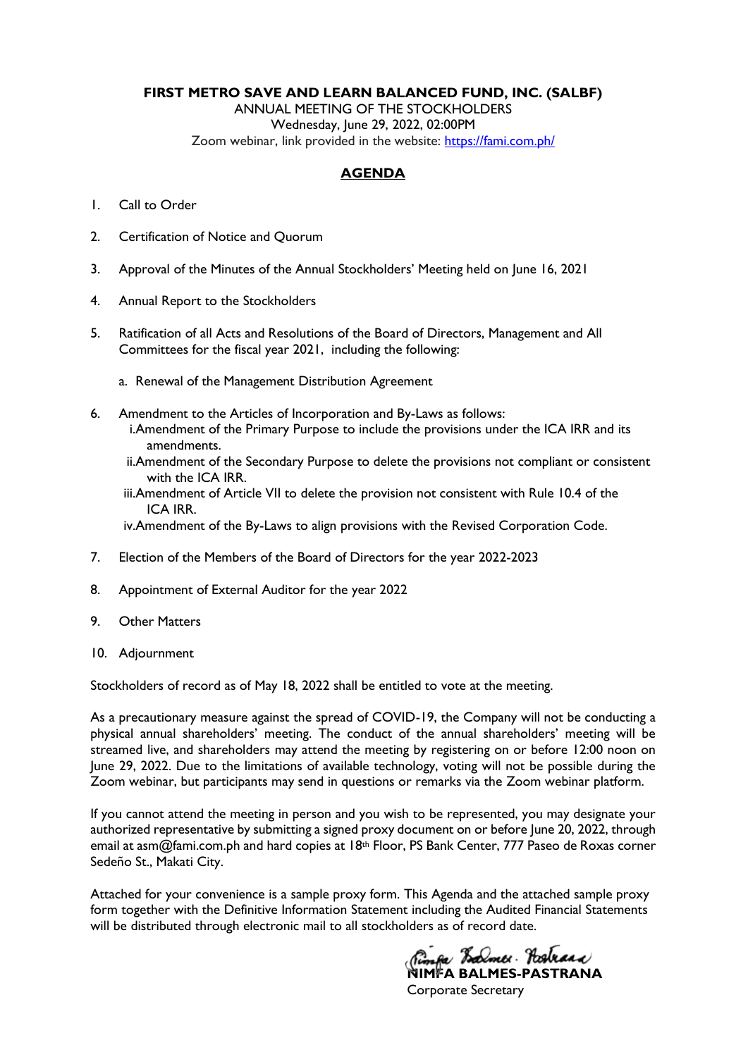**FIRST METRO SAVE AND LEARN BALANCED FUND, INC. (SALBF)**

ANNUAL MEETING OF THE STOCKHOLDERS

Wednesday, June 29, 2022, 02:00PM

Zoom webinar, link provided in the website: https://fami.com.ph/

## AGENDA

1. Call to Order
2. Certification of Notice and Quorum
3. Approval of the Minutes of the Annual Stockholders' Meeting held on June 16, 2021
4. Annual Report to the Stockholders
5. Ratification of all Acts and Resolutions of the Board of Directors, Management and All Committees for the fiscal year 2021, including the following:
   a. Renewal of the Management Distribution Agreement
6. Amendment to the Articles of Incorporation and By-Laws as follows:
   i. Amendment of the Primary Purpose to include the provisions under the ICA IRR and its amendments.
   ii. Amendment of the Secondary Purpose to delete the provisions not compliant or consistent with the ICA IRR.
   iii. Amendment of Article VII to delete the provision not consistent with Rule 10.4 of the ICA IRR.
   iv. Amendment of the By-Laws to align provisions with the Revised Corporation Code.
7. Election of the Members of the Board of Directors for the year 2022-2023
8. Appointment of External Auditor for the year 2022
9. Other Matters
10. Adjournment

Stockholders of record as of May 18, 2022 shall be entitled to vote at the meeting.

As a precautionary measure against the spread of COVID-19, the Company will not be conducting a physical annual shareholders' meeting. The conduct of the annual shareholders' meeting will be streamed live, and shareholders may attend the meeting by registering on or before 12:00 noon on June 29, 2022. Due to the limitations of available technology, voting will not be possible during the Zoom webinar, but participants may send in questions or remarks via the Zoom webinar platform.

If you cannot attend the meeting in person and you wish to be represented, you may designate your authorized representative by submitting a signed proxy document on or before June 20, 2022, through email at asm@fami.com.ph and hard copies at 18th Floor, PS Bank Center, 777 Paseo de Roxas corner Sedeño St., Makati City.

Attached for your convenience is a sample proxy form. This Agenda and the attached sample proxy form together with the Definitive Information Statement including the Audited Financial Statements will be distributed through electronic mail to all stockholders as of record date.

**NIMFA BALMES-PASTRANA**
Corporate Secretary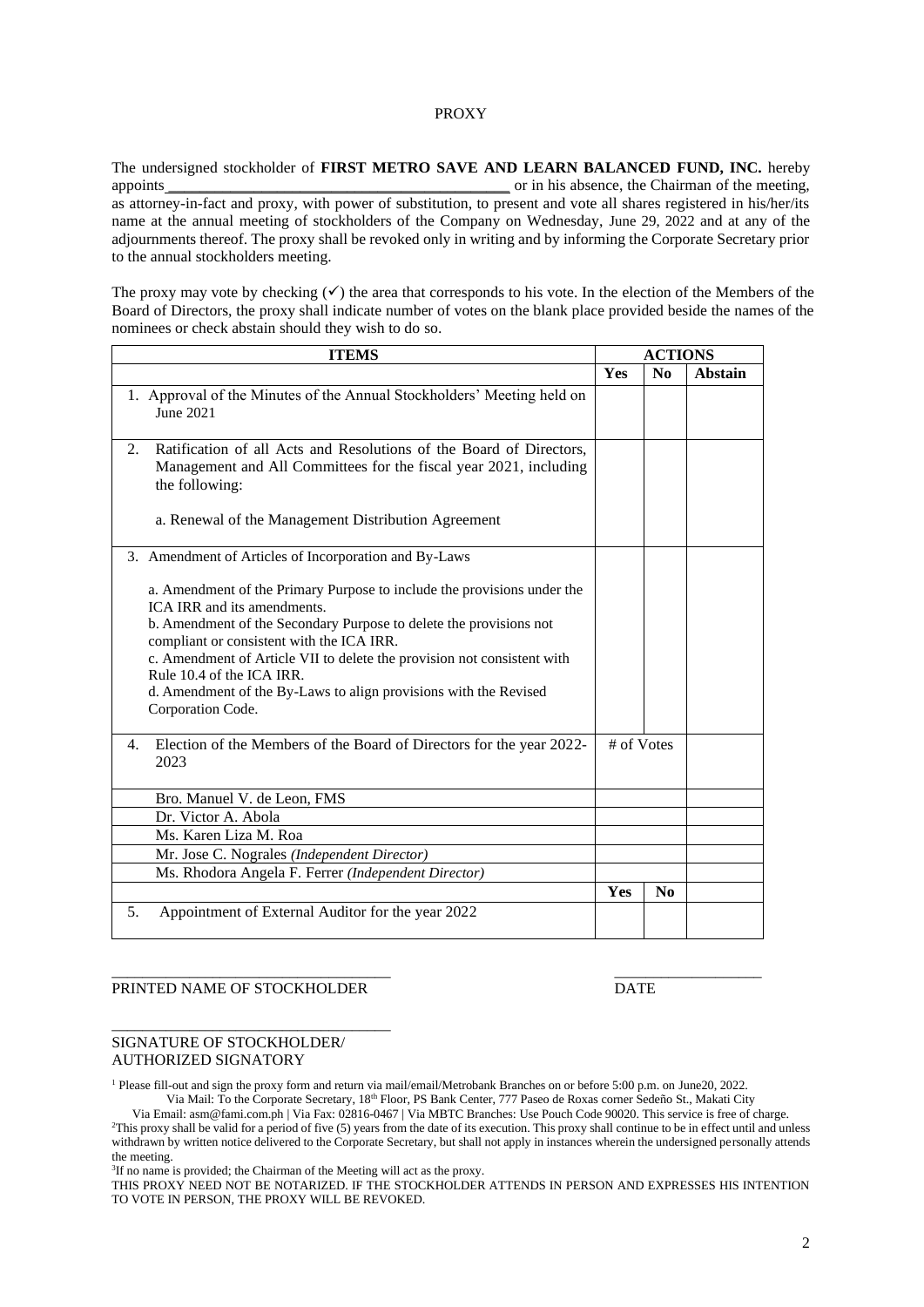PROXY

The undersigned stockholder of **FIRST METRO SAVE AND LEARN BALANCED FUND, INC.** hereby appoints_____________________________________________ or in his absence, the Chairman of the meeting, as attorney-in-fact and proxy, with power of substitution, to present and vote all shares registered in his/her/its name at the annual meeting of stockholders of the Company on Wednesday, June 29, 2022 and at any of the adjournments thereof. The proxy shall be revoked only in writing and by informing the Corporate Secretary prior to the annual stockholders meeting.

The proxy may vote by checking (✓) the area that corresponds to his vote. In the election of the Members of the Board of Directors, the proxy shall indicate number of votes on the blank place provided beside the names of the nominees or check abstain should they wish to do so.

| **ITEMS** | **ACTIONS** | | |
|---|---|---|---|
| | **Yes** | **No** | **Abstain** |
| 1. Approval of the Minutes of the Annual Stockholders' Meeting held on June 2021 | | | |
| 2. Ratification of all Acts and Resolutions of the Board of Directors, Management and All Committees for the fiscal year 2021, including the following:<br><br>a. Renewal of the Management Distribution Agreement | | | |
| 3. Amendment of Articles of Incorporation and By-Laws<br><br>a. Amendment of the Primary Purpose to include the provisions under the ICA IRR and its amendments.<br>b. Amendment of the Secondary Purpose to delete the provisions not compliant or consistent with the ICA IRR.<br>c. Amendment of Article VII to delete the provision not consistent with Rule 10.4 of the ICA IRR.<br>d. Amendment of the By-Laws to align provisions with the Revised Corporation Code. | | | |
| 4. Election of the Members of the Board of Directors for the year 2022-2023 | # of Votes | | |
| Bro. Manuel V. de Leon, FMS | | | |
| Dr. Victor A. Abola | | | |
| Ms. Karen Liza M. Roa | | | |
| Mr. Jose C. Nograles *(Independent Director)* | | | |
| Ms. Rhodora Angela F. Ferrer *(Independent Director)* | | | |
| | **Yes** | **No** | |
| 5. Appointment of External Auditor for the year 2022 | | | |

_____________________________________ PRINTED NAME OF STOCKHOLDER

_____________________ DATE

_____________________________________ SIGNATURE OF STOCKHOLDER/ AUTHORIZED SIGNATORY

[1] Please fill-out and sign the proxy form and return via mail/email/Metrobank Branches on or before 5:00 p.m. on June20, 2022.
Via Mail: To the Corporate Secretary, 18th Floor, PS Bank Center, 777 Paseo de Roxas corner Sedeño St., Makati City
Via Email: asm@fami.com.ph | Via Fax: 02816-0467 | Via MBTC Branches: Use Pouch Code 90020. This service is free of charge.

[2] This proxy shall be valid for a period of five (5) years from the date of its execution. This proxy shall continue to be in effect until and unless withdrawn by written notice delivered to the Corporate Secretary, but shall not apply in instances wherein the undersigned personally attends the meeting.

[3] If no name is provided; the Chairman of the Meeting will act as the proxy.

THIS PROXY NEED NOT BE NOTARIZED. IF THE STOCKHOLDER ATTENDS IN PERSON AND EXPRESSES HIS INTENTION TO VOTE IN PERSON, THE PROXY WILL BE REVOKED.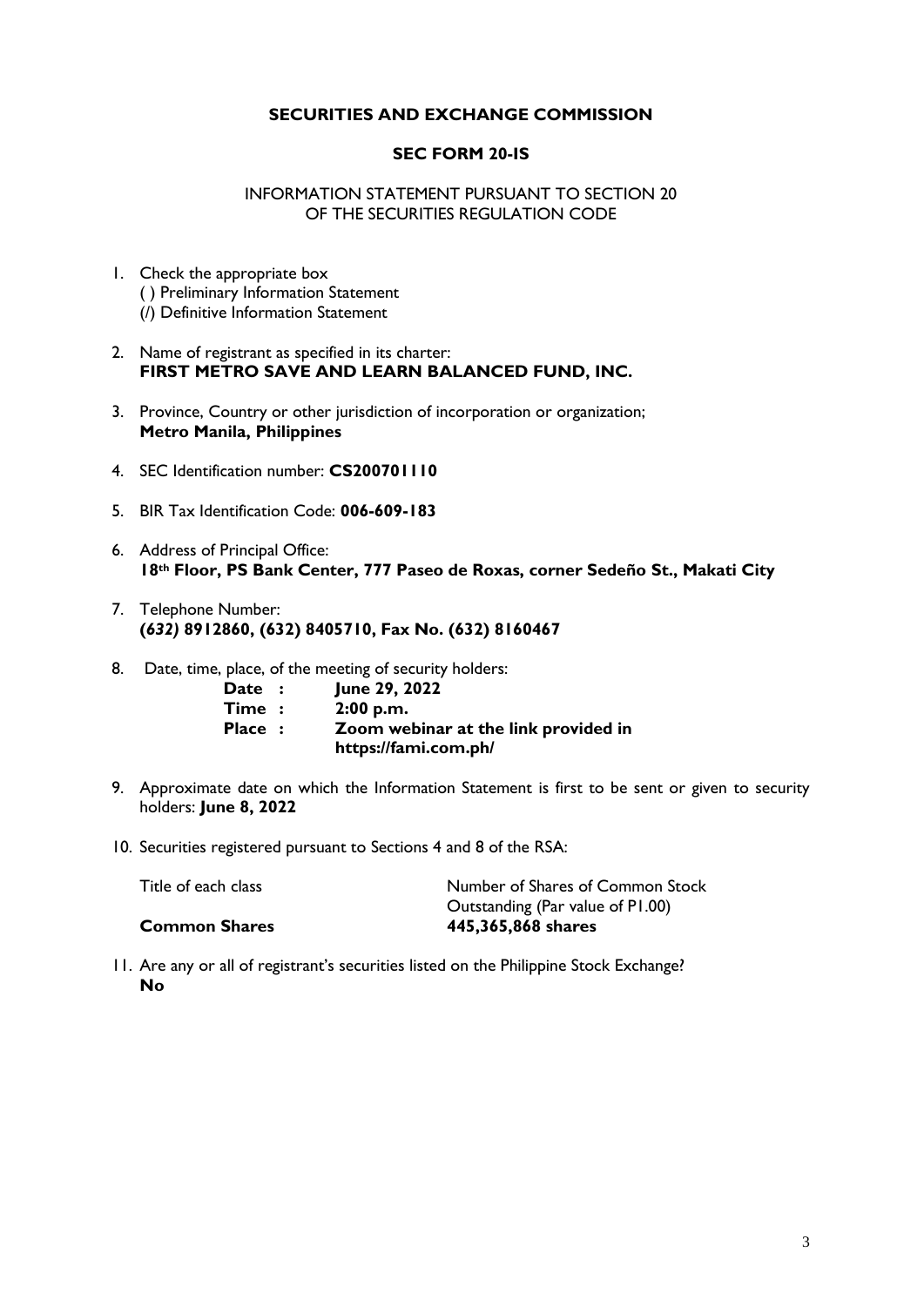**SECURITIES AND EXCHANGE COMMISSION**

**SEC FORM 20-IS**

INFORMATION STATEMENT PURSUANT TO SECTION 20
OF THE SECURITIES REGULATION CODE

1. Check the appropriate box
   ( ) Preliminary Information Statement
   (/) Definitive Information Statement

2. Name of registrant as specified in its charter:
   **FIRST METRO SAVE AND LEARN BALANCED FUND, INC.**

3. Province, Country or other jurisdiction of incorporation or organization;
   **Metro Manila, Philippines**

4. SEC Identification number: **CS200701110**

5. BIR Tax Identification Code: **006-609-183**

6. Address of Principal Office:
   **18th Floor, PS Bank Center, 777 Paseo de Roxas, corner Sedeño St., Makati City**

7. Telephone Number:
   **(*632)* 8912860, (632) 8405710, Fax No. (632) 8160467**

8. Date, time, place, of the meeting of security holders:

   | | |
   |---|---|
   | **Date :** | **June 29, 2022** |
   | **Time :** | **2:00 p.m.** |
   | **Place :** | **Zoom webinar at the link provided in https://fami.com.ph/** |

9. Approximate date on which the Information Statement is first to be sent or given to security holders: **June 8, 2022**

10. Securities registered pursuant to Sections 4 and 8 of the RSA:

    | Title of each class | Number of Shares of Common Stock Outstanding (Par value of P1.00) |
    |---|---|
    | **Common Shares** | **445,365,868 shares** |

11. Are any or all of registrant's securities listed on the Philippine Stock Exchange?
    **No**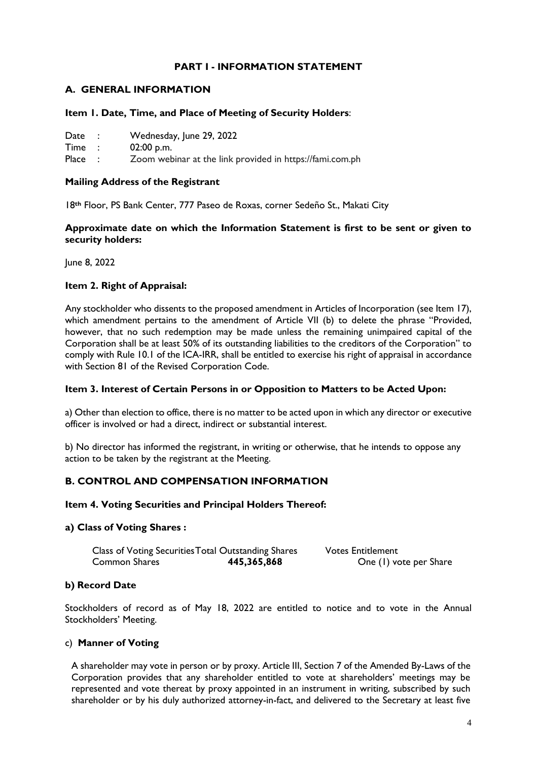## PART I - INFORMATION STATEMENT

### A. GENERAL INFORMATION

#### Item 1. Date, Time, and Place of Meeting of Security Holders:

Date : Wednesday, June 29, 2022
Time : 02:00 p.m.
Place : Zoom webinar at the link provided in https://fami.com.ph

#### Mailing Address of the Registrant

18th Floor, PS Bank Center, 777 Paseo de Roxas, corner Sedeño St., Makati City

#### Approximate date on which the Information Statement is first to be sent or given to security holders:

June 8, 2022

#### Item 2. Right of Appraisal:

Any stockholder who dissents to the proposed amendment in Articles of Incorporation (see Item 17), which amendment pertains to the amendment of Article VII (b) to delete the phrase "Provided, however, that no such redemption may be made unless the remaining unimpaired capital of the Corporation shall be at least 50% of its outstanding liabilities to the creditors of the Corporation" to comply with Rule 10.1 of the ICA-IRR, shall be entitled to exercise his right of appraisal in accordance with Section 81 of the Revised Corporation Code.

#### Item 3. Interest of Certain Persons in or Opposition to Matters to be Acted Upon:

a) Other than election to office, there is no matter to be acted upon in which any director or executive officer is involved or had a direct, indirect or substantial interest.

b) No director has informed the registrant, in writing or otherwise, that he intends to oppose any action to be taken by the registrant at the Meeting.

### B. CONTROL AND COMPENSATION INFORMATION

#### Item 4. Voting Securities and Principal Holders Thereof:

#### a) Class of Voting Shares :

| Class of Voting Securities | Total Outstanding Shares | Votes Entitlement |
|---|---|---|
| Common Shares | **445,365,868** | One (1) vote per Share |

#### b) Record Date

Stockholders of record as of May 18, 2022 are entitled to notice and to vote in the Annual Stockholders' Meeting.

#### c) Manner of Voting

A shareholder may vote in person or by proxy. Article III, Section 7 of the Amended By-Laws of the Corporation provides that any shareholder entitled to vote at shareholders' meetings may be represented and vote thereat by proxy appointed in an instrument in writing, subscribed by such shareholder or by his duly authorized attorney-in-fact, and delivered to the Secretary at least five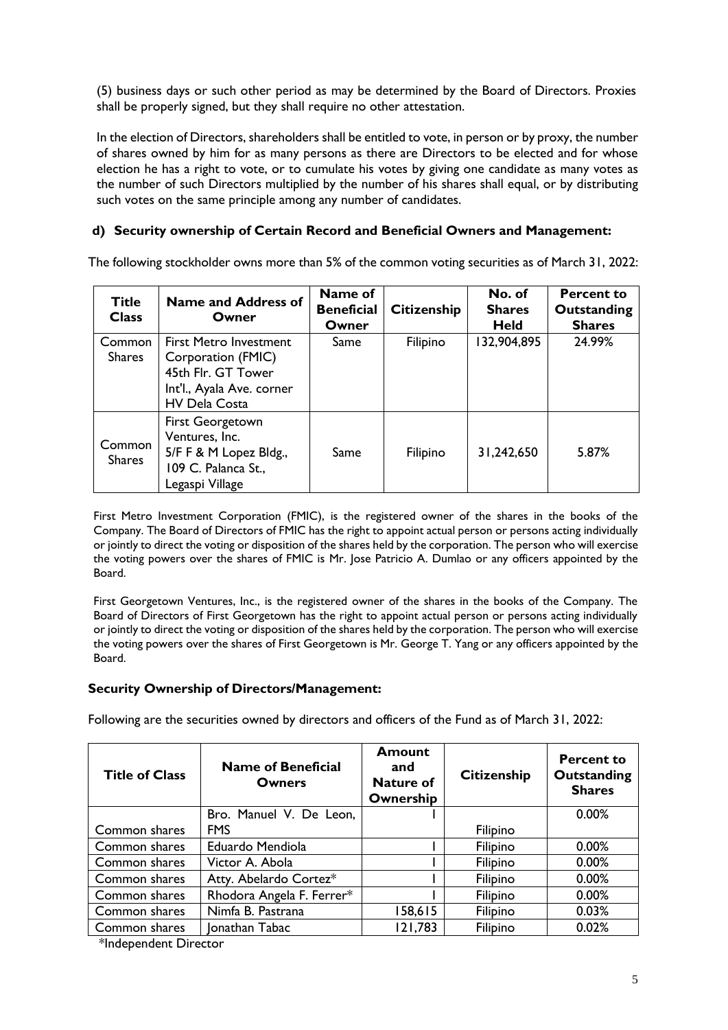(5) business days or such other period as may be determined by the Board of Directors. Proxies shall be properly signed, but they shall require no other attestation.

In the election of Directors, shareholders shall be entitled to vote, in person or by proxy, the number of shares owned by him for as many persons as there are Directors to be elected and for whose election he has a right to vote, or to cumulate his votes by giving one candidate as many votes as the number of such Directors multiplied by the number of his shares shall equal, or by distributing such votes on the same principle among any number of candidates.

**d) Security ownership of Certain Record and Beneficial Owners and Management:**

The following stockholder owns more than 5% of the common voting securities as of March 31, 2022:

| Title Class | Name and Address of Owner | Name of Beneficial Owner | Citizenship | No. of Shares Held | Percent to Outstanding Shares |
|---|---|---|---|---|---|
| Common Shares | First Metro Investment Corporation (FMIC) 45th Flr. GT Tower Int'l., Ayala Ave. corner HV Dela Costa | Same | Filipino | 132,904,895 | 24.99% |
| Common Shares | First Georgetown Ventures, Inc. 5/F F & M Lopez Bldg., 109 C. Palanca St., Legaspi Village | Same | Filipino | 31,242,650 | 5.87% |

First Metro Investment Corporation (FMIC), is the registered owner of the shares in the books of the Company. The Board of Directors of FMIC has the right to appoint actual person or persons acting individually or jointly to direct the voting or disposition of the shares held by the corporation. The person who will exercise the voting powers over the shares of FMIC is Mr. Jose Patricio A. Dumlao or any officers appointed by the Board.

First Georgetown Ventures, Inc., is the registered owner of the shares in the books of the Company. The Board of Directors of First Georgetown has the right to appoint actual person or persons acting individually or jointly to direct the voting or disposition of the shares held by the corporation. The person who will exercise the voting powers over the shares of First Georgetown is Mr. George T. Yang or any officers appointed by the Board.

**Security Ownership of Directors/Management:**

Following are the securities owned by directors and officers of the Fund as of March 31, 2022:

| Title of Class | Name of Beneficial Owners | Amount and Nature of Ownership | Citizenship | Percent to Outstanding Shares |
|---|---|---|---|---|
| Common shares | Bro. Manuel V. De Leon, FMS | 1 | Filipino | 0.00% |
| Common shares | Eduardo Mendiola | 1 | Filipino | 0.00% |
| Common shares | Victor A. Abola | 1 | Filipino | 0.00% |
| Common shares | Atty. Abelardo Cortez* | 1 | Filipino | 0.00% |
| Common shares | Rhodora Angela F. Ferrer* | 1 | Filipino | 0.00% |
| Common shares | Nimfa B. Pastrana | 158,615 | Filipino | 0.03% |
| Common shares | Jonathan Tabac | 121,783 | Filipino | 0.02% |

*Independent Director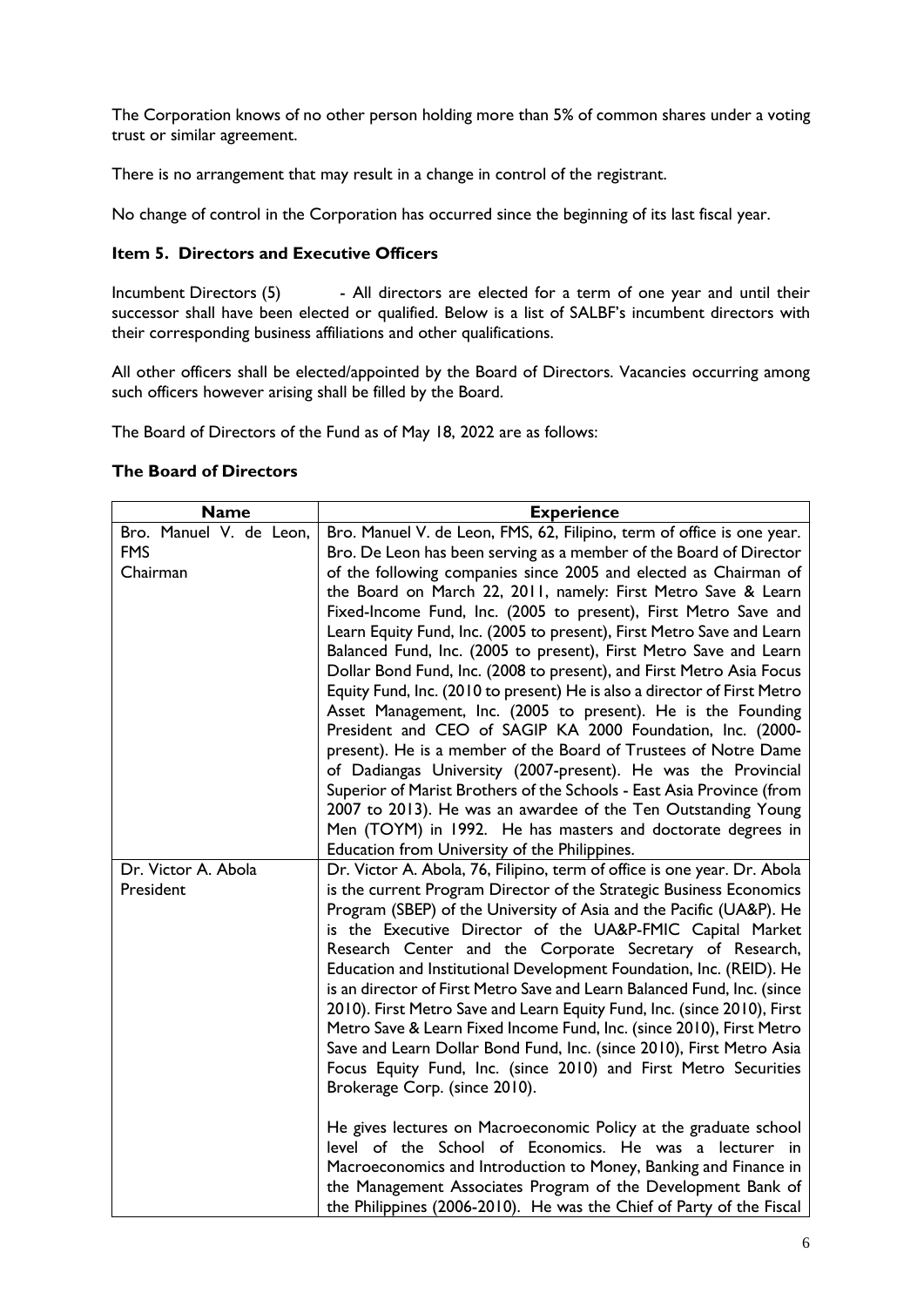The Corporation knows of no other person holding more than 5% of common shares under a voting trust or similar agreement.

There is no arrangement that may result in a change in control of the registrant.

No change of control in the Corporation has occurred since the beginning of its last fiscal year.

### Item 5. Directors and Executive Officers

Incumbent Directors (5) - All directors are elected for a term of one year and until their successor shall have been elected or qualified. Below is a list of SALBF's incumbent directors with their corresponding business affiliations and other qualifications.

All other officers shall be elected/appointed by the Board of Directors. Vacancies occurring among such officers however arising shall be filled by the Board.

The Board of Directors of the Fund as of May 18, 2022 are as follows:

### The Board of Directors

| Name | Experience |
|---|---|
| Bro. Manuel V. de Leon, FMS<br>Chairman | Bro. Manuel V. de Leon, FMS, 62, Filipino, term of office is one year. Bro. De Leon has been serving as a member of the Board of Director of the following companies since 2005 and elected as Chairman of the Board on March 22, 2011, namely: First Metro Save & Learn Fixed-Income Fund, Inc. (2005 to present), First Metro Save and Learn Equity Fund, Inc. (2005 to present), First Metro Save and Learn Balanced Fund, Inc. (2005 to present), First Metro Save and Learn Dollar Bond Fund, Inc. (2008 to present), and First Metro Asia Focus Equity Fund, Inc. (2010 to present) He is also a director of First Metro Asset Management, Inc. (2005 to present). He is the Founding President and CEO of SAGIP KA 2000 Foundation, Inc. (2000-present). He is a member of the Board of Trustees of Notre Dame of Dadiangas University (2007-present). He was the Provincial Superior of Marist Brothers of the Schools - East Asia Province (from 2007 to 2013). He was an awardee of the Ten Outstanding Young Men (TOYM) in 1992. He has masters and doctorate degrees in Education from University of the Philippines. |
| Dr. Victor A. Abola<br>President | Dr. Victor A. Abola, 76, Filipino, term of office is one year. Dr. Abola is the current Program Director of the Strategic Business Economics Program (SBEP) of the University of Asia and the Pacific (UA&P). He is the Executive Director of the UA&P-FMIC Capital Market Research Center and the Corporate Secretary of Research, Education and Institutional Development Foundation, Inc. (REID). He is an director of First Metro Save and Learn Balanced Fund, Inc. (since 2010). First Metro Save and Learn Equity Fund, Inc. (since 2010), First Metro Save & Learn Fixed Income Fund, Inc. (since 2010), First Metro Save and Learn Dollar Bond Fund, Inc. (since 2010), First Metro Asia Focus Equity Fund, Inc. (since 2010) and First Metro Securities Brokerage Corp. (since 2010).<br><br>He gives lectures on Macroeconomic Policy at the graduate school level of the School of Economics. He was a lecturer in Macroeconomics and Introduction to Money, Banking and Finance in the Management Associates Program of the Development Bank of the Philippines (2006-2010). He was the Chief of Party of the Fiscal |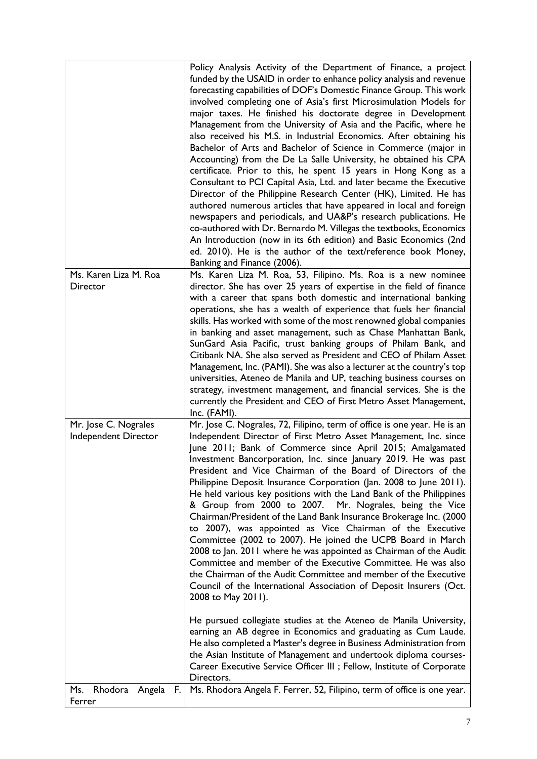| | |
|---|---|
| | Policy Analysis Activity of the Department of Finance, a project funded by the USAID in order to enhance policy analysis and revenue forecasting capabilities of DOF's Domestic Finance Group. This work involved completing one of Asia's first Microsimulation Models for major taxes. He finished his doctorate degree in Development Management from the University of Asia and the Pacific, where he also received his M.S. in Industrial Economics. After obtaining his Bachelor of Arts and Bachelor of Science in Commerce (major in Accounting) from the De La Salle University, he obtained his CPA certificate. Prior to this, he spent 15 years in Hong Kong as a Consultant to PCI Capital Asia, Ltd. and later became the Executive Director of the Philippine Research Center (HK), Limited. He has authored numerous articles that have appeared in local and foreign newspapers and periodicals, and UA&P's research publications. He co-authored with Dr. Bernardo M. Villegas the textbooks, Economics An Introduction (now in its 6th edition) and Basic Economics (2nd ed. 2010). He is the author of the text/reference book Money, Banking and Finance (2006). |
| Ms. Karen Liza M. Roa<br>Director | Ms. Karen Liza M. Roa, 53, Filipino. Ms. Roa is a new nominee director. She has over 25 years of expertise in the field of finance with a career that spans both domestic and international banking operations, she has a wealth of experience that fuels her financial skills. Has worked with some of the most renowned global companies in banking and asset management, such as Chase Manhattan Bank, SunGard Asia Pacific, trust banking groups of Philam Bank, and Citibank NA. She also served as President and CEO of Philam Asset Management, Inc. (PAMI). She was also a lecturer at the country's top universities, Ateneo de Manila and UP, teaching business courses on strategy, investment management, and financial services. She is the currently the President and CEO of First Metro Asset Management, Inc. (FAMI). |
| Mr. Jose C. Nograles<br>Independent Director | Mr. Jose C. Nograles, 72, Filipino, term of office is one year. He is an Independent Director of First Metro Asset Management, Inc. since June 2011; Bank of Commerce since April 2015; Amalgamated Investment Bancorporation, Inc. since January 2019. He was past President and Vice Chairman of the Board of Directors of the Philippine Deposit Insurance Corporation (Jan. 2008 to June 2011). He held various key positions with the Land Bank of the Philippines & Group from 2000 to 2007. Mr. Nograles, being the Vice Chairman/President of the Land Bank Insurance Brokerage Inc. (2000 to 2007), was appointed as Vice Chairman of the Executive Committee (2002 to 2007). He joined the UCPB Board in March 2008 to Jan. 2011 where he was appointed as Chairman of the Audit Committee and member of the Executive Committee. He was also the Chairman of the Audit Committee and member of the Executive Council of the International Association of Deposit Insurers (Oct. 2008 to May 2011).<br><br>He pursued collegiate studies at the Ateneo de Manila University, earning an AB degree in Economics and graduating as Cum Laude. He also completed a Master's degree in Business Administration from the Asian Institute of Management and undertook diploma courses- Career Executive Service Officer III ; Fellow, Institute of Corporate Directors. |
| Ms. Rhodora Angela F. Ferrer | Ms. Rhodora Angela F. Ferrer, 52, Filipino, term of office is one year. |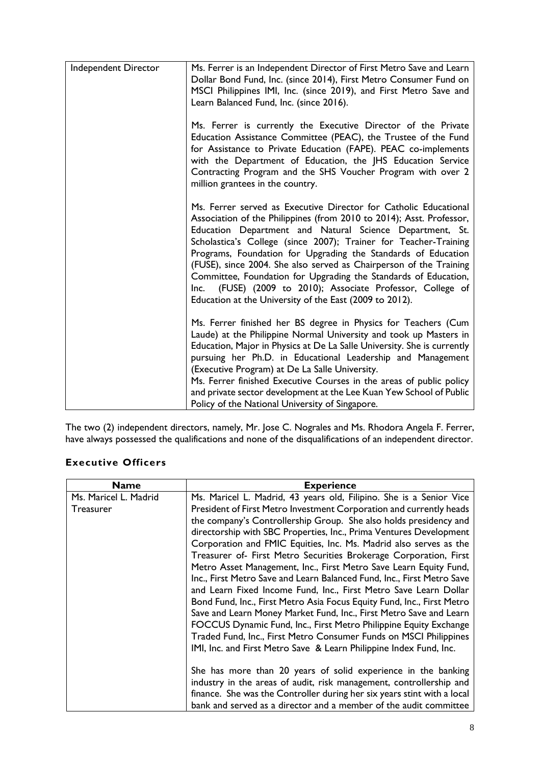| | |
|---|---|
| Independent Director | Ms. Ferrer is an Independent Director of First Metro Save and Learn Dollar Bond Fund, Inc. (since 2014), First Metro Consumer Fund on MSCI Philippines IMI, Inc. (since 2019), and First Metro Save and Learn Balanced Fund, Inc. (since 2016).<br><br>Ms. Ferrer is currently the Executive Director of the Private Education Assistance Committee (PEAC), the Trustee of the Fund for Assistance to Private Education (FAPE). PEAC co-implements with the Department of Education, the JHS Education Service Contracting Program and the SHS Voucher Program with over 2 million grantees in the country.<br><br>Ms. Ferrer served as Executive Director for Catholic Educational Association of the Philippines (from 2010 to 2014); Asst. Professor, Education Department and Natural Science Department, St. Scholastica's College (since 2007); Trainer for Teacher-Training Programs, Foundation for Upgrading the Standards of Education (FUSE), since 2004. She also served as Chairperson of the Training Committee, Foundation for Upgrading the Standards of Education, Inc. (FUSE) (2009 to 2010); Associate Professor, College of Education at the University of the East (2009 to 2012).<br><br>Ms. Ferrer finished her BS degree in Physics for Teachers (Cum Laude) at the Philippine Normal University and took up Masters in Education, Major in Physics at De La Salle University. She is currently pursuing her Ph.D. in Educational Leadership and Management (Executive Program) at De La Salle University.<br>Ms. Ferrer finished Executive Courses in the areas of public policy and private sector development at the Lee Kuan Yew School of Public Policy of the National University of Singapore. |

The two (2) independent directors, namely, Mr. Jose C. Nograles and Ms. Rhodora Angela F. Ferrer, have always possessed the qualifications and none of the disqualifications of an independent director.

### Executive Officers

| Name | Experience |
|---|---|
| Ms. Maricel L. Madrid<br>Treasurer | Ms. Maricel L. Madrid, 43 years old, Filipino. She is a Senior Vice President of First Metro Investment Corporation and currently heads the company's Controllership Group. She also holds presidency and directorship with SBC Properties, Inc., Prima Ventures Development Corporation and FMIC Equities, Inc. Ms. Madrid also serves as the Treasurer of- First Metro Securities Brokerage Corporation, First Metro Asset Management, Inc., First Metro Save Learn Equity Fund, Inc., First Metro Save and Learn Balanced Fund, Inc., First Metro Save and Learn Fixed Income Fund, Inc., First Metro Save Learn Dollar Bond Fund, Inc., First Metro Asia Focus Equity Fund, Inc., First Metro Save and Learn Money Market Fund, Inc., First Metro Save and Learn FOCCUS Dynamic Fund, Inc., First Metro Philippine Equity Exchange Traded Fund, Inc., First Metro Consumer Funds on MSCI Philippines IMI, Inc. and First Metro Save & Learn Philippine Index Fund, Inc.<br><br>She has more than 20 years of solid experience in the banking industry in the areas of audit, risk management, controllership and finance. She was the Controller during her six years stint with a local bank and served as a director and a member of the audit committee |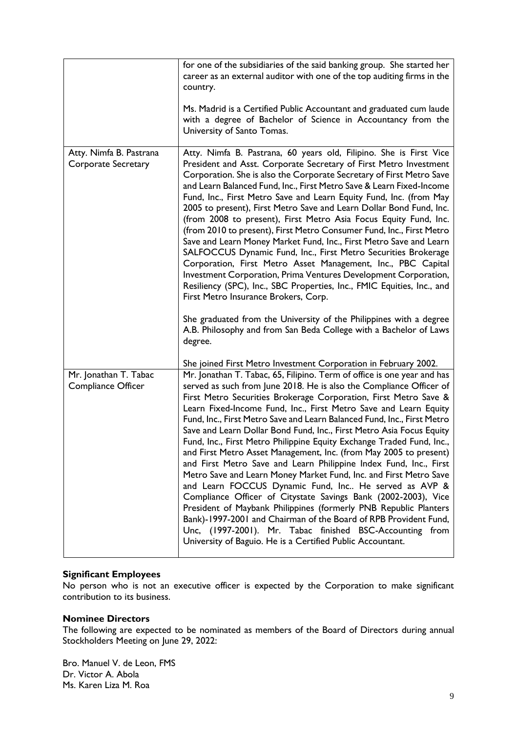| | |
|---|---|
| | for one of the subsidiaries of the said banking group. She started her career as an external auditor with one of the top auditing firms in the country.<br><br>Ms. Madrid is a Certified Public Accountant and graduated cum laude with a degree of Bachelor of Science in Accountancy from the University of Santo Tomas. |
| Atty. Nimfa B. Pastrana<br>Corporate Secretary | Atty. Nimfa B. Pastrana, 60 years old, Filipino. She is First Vice President and Asst. Corporate Secretary of First Metro Investment Corporation. She is also the Corporate Secretary of First Metro Save and Learn Balanced Fund, Inc., First Metro Save & Learn Fixed-Income Fund, Inc., First Metro Save and Learn Equity Fund, Inc. (from May 2005 to present), First Metro Save and Learn Dollar Bond Fund, Inc. (from 2008 to present), First Metro Asia Focus Equity Fund, Inc. (from 2010 to present), First Metro Consumer Fund, Inc., First Metro Save and Learn Money Market Fund, Inc., First Metro Save and Learn SALFOCCUS Dynamic Fund, Inc., First Metro Securities Brokerage Corporation, First Metro Asset Management, Inc., PBC Capital Investment Corporation, Prima Ventures Development Corporation, Resiliency (SPC), Inc., SBC Properties, Inc., FMIC Equities, Inc., and First Metro Insurance Brokers, Corp.<br><br>She graduated from the University of the Philippines with a degree A.B. Philosophy and from San Beda College with a Bachelor of Laws degree.<br><br>She joined First Metro Investment Corporation in February 2002. |
| Mr. Jonathan T. Tabac<br>Compliance Officer | Mr. Jonathan T. Tabac, 65, Filipino. Term of office is one year and has served as such from June 2018. He is also the Compliance Officer of First Metro Securities Brokerage Corporation, First Metro Save & Learn Fixed-Income Fund, Inc., First Metro Save and Learn Equity Fund, Inc., First Metro Save and Learn Balanced Fund, Inc., First Metro Save and Learn Dollar Bond Fund, Inc., First Metro Asia Focus Equity Fund, Inc., First Metro Philippine Equity Exchange Traded Fund, Inc., and First Metro Asset Management, Inc. (from May 2005 to present) and First Metro Save and Learn Philippine Index Fund, Inc., First Metro Save and Learn Money Market Fund, Inc. and First Metro Save and Learn FOCCUS Dynamic Fund, Inc.. He served as AVP & Compliance Officer of Citystate Savings Bank (2002-2003), Vice President of Maybank Philippines (formerly PNB Republic Planters Bank)-1997-2001 and Chairman of the Board of RPB Provident Fund, Unc, (1997-2001). Mr. Tabac finished BSC-Accounting from University of Baguio. He is a Certified Public Accountant. |

**Significant Employees**

No person who is not an executive officer is expected by the Corporation to make significant contribution to its business.

**Nominee Directors**

The following are expected to be nominated as members of the Board of Directors during annual Stockholders Meeting on June 29, 2022:

Bro. Manuel V. de Leon, FMS
Dr. Victor A. Abola
Ms. Karen Liza M. Roa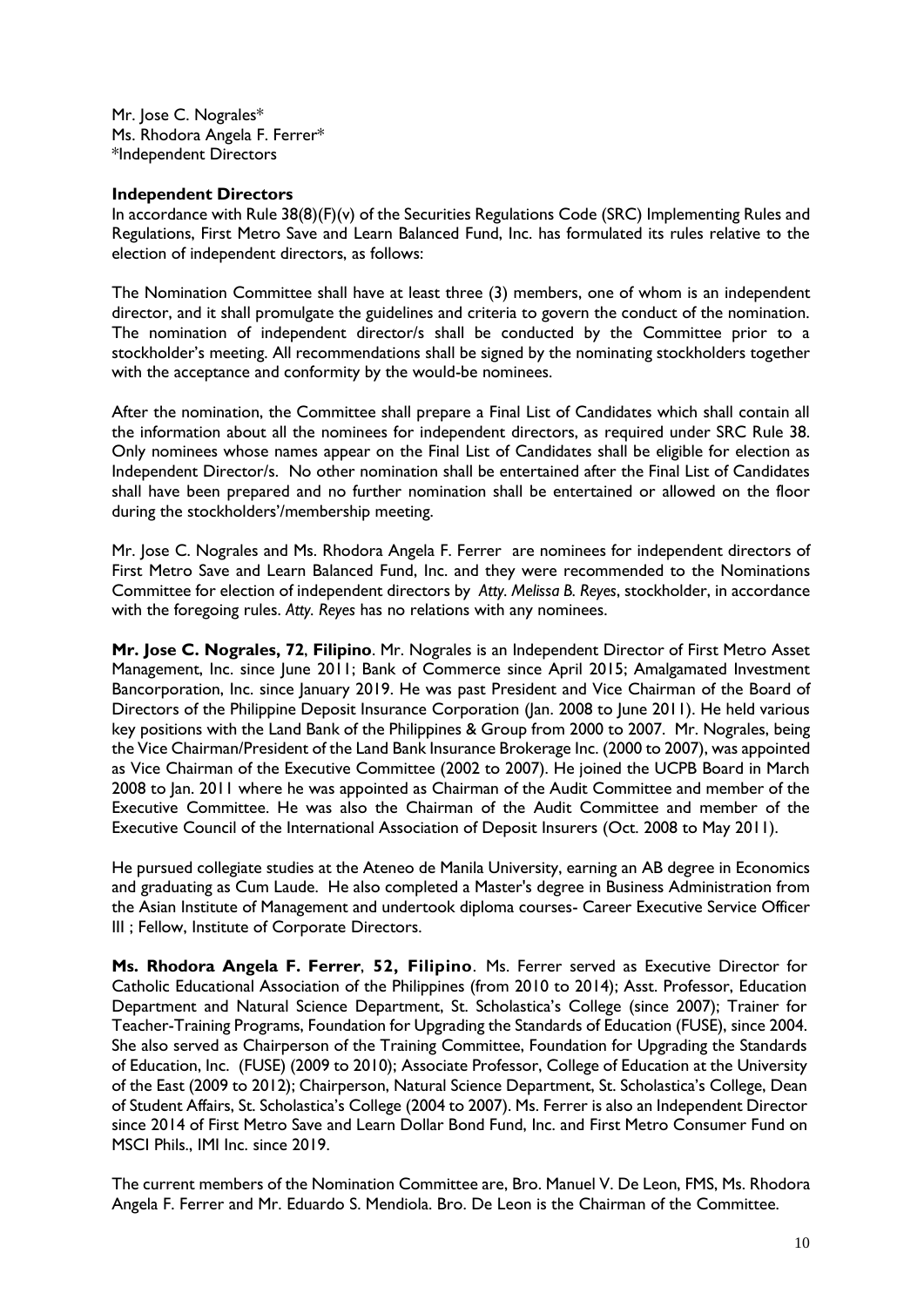Mr. Jose C. Nograles*
Ms. Rhodora Angela F. Ferrer*
*Independent Directors

**Independent Directors**

In accordance with Rule 38(8)(F)(v) of the Securities Regulations Code (SRC) Implementing Rules and Regulations, First Metro Save and Learn Balanced Fund, Inc. has formulated its rules relative to the election of independent directors, as follows:

The Nomination Committee shall have at least three (3) members, one of whom is an independent director, and it shall promulgate the guidelines and criteria to govern the conduct of the nomination. The nomination of independent director/s shall be conducted by the Committee prior to a stockholder's meeting. All recommendations shall be signed by the nominating stockholders together with the acceptance and conformity by the would-be nominees.

After the nomination, the Committee shall prepare a Final List of Candidates which shall contain all the information about all the nominees for independent directors, as required under SRC Rule 38. Only nominees whose names appear on the Final List of Candidates shall be eligible for election as Independent Director/s. No other nomination shall be entertained after the Final List of Candidates shall have been prepared and no further nomination shall be entertained or allowed on the floor during the stockholders'/membership meeting.

Mr. Jose C. Nograles and Ms. Rhodora Angela F. Ferrer are nominees for independent directors of First Metro Save and Learn Balanced Fund, Inc. and they were recommended to the Nominations Committee for election of independent directors by *Atty. Melissa B. Reyes*, stockholder, in accordance with the foregoing rules. *Atty. Reyes* has no relations with any nominees.

**Mr. Jose C. Nograles, 72**, **Filipino**. Mr. Nograles is an Independent Director of First Metro Asset Management, Inc. since June 2011; Bank of Commerce since April 2015; Amalgamated Investment Bancorporation, Inc. since January 2019. He was past President and Vice Chairman of the Board of Directors of the Philippine Deposit Insurance Corporation (Jan. 2008 to June 2011). He held various key positions with the Land Bank of the Philippines & Group from 2000 to 2007. Mr. Nograles, being the Vice Chairman/President of the Land Bank Insurance Brokerage Inc. (2000 to 2007), was appointed as Vice Chairman of the Executive Committee (2002 to 2007). He joined the UCPB Board in March 2008 to Jan. 2011 where he was appointed as Chairman of the Audit Committee and member of the Executive Committee. He was also the Chairman of the Audit Committee and member of the Executive Council of the International Association of Deposit Insurers (Oct. 2008 to May 2011).

He pursued collegiate studies at the Ateneo de Manila University, earning an AB degree in Economics and graduating as Cum Laude. He also completed a Master's degree in Business Administration from the Asian Institute of Management and undertook diploma courses- Career Executive Service Officer III ; Fellow, Institute of Corporate Directors.

**Ms. Rhodora Angela F. Ferrer**, **52, Filipino**. Ms. Ferrer served as Executive Director for Catholic Educational Association of the Philippines (from 2010 to 2014); Asst. Professor, Education Department and Natural Science Department, St. Scholastica's College (since 2007); Trainer for Teacher-Training Programs, Foundation for Upgrading the Standards of Education (FUSE), since 2004. She also served as Chairperson of the Training Committee, Foundation for Upgrading the Standards of Education, Inc. (FUSE) (2009 to 2010); Associate Professor, College of Education at the University of the East (2009 to 2012); Chairperson, Natural Science Department, St. Scholastica's College, Dean of Student Affairs, St. Scholastica's College (2004 to 2007). Ms. Ferrer is also an Independent Director since 2014 of First Metro Save and Learn Dollar Bond Fund, Inc. and First Metro Consumer Fund on MSCI Phils., IMI Inc. since 2019.

The current members of the Nomination Committee are, Bro. Manuel V. De Leon, FMS, Ms. Rhodora Angela F. Ferrer and Mr. Eduardo S. Mendiola. Bro. De Leon is the Chairman of the Committee.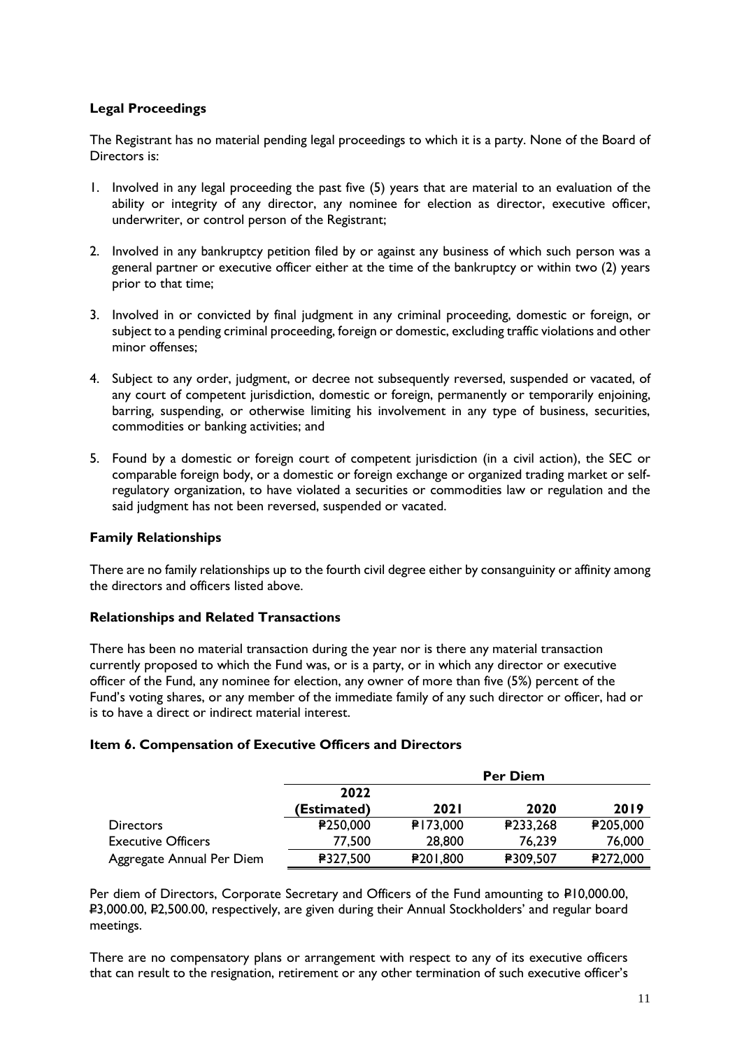### Legal Proceedings

The Registrant has no material pending legal proceedings to which it is a party. None of the Board of Directors is:

1. Involved in any legal proceeding the past five (5) years that are material to an evaluation of the ability or integrity of any director, any nominee for election as director, executive officer, underwriter, or control person of the Registrant;

2. Involved in any bankruptcy petition filed by or against any business of which such person was a general partner or executive officer either at the time of the bankruptcy or within two (2) years prior to that time;

3. Involved in or convicted by final judgment in any criminal proceeding, domestic or foreign, or subject to a pending criminal proceeding, foreign or domestic, excluding traffic violations and other minor offenses;

4. Subject to any order, judgment, or decree not subsequently reversed, suspended or vacated, of any court of competent jurisdiction, domestic or foreign, permanently or temporarily enjoining, barring, suspending, or otherwise limiting his involvement in any type of business, securities, commodities or banking activities; and

5. Found by a domestic or foreign court of competent jurisdiction (in a civil action), the SEC or comparable foreign body, or a domestic or foreign exchange or organized trading market or self-regulatory organization, to have violated a securities or commodities law or regulation and the said judgment has not been reversed, suspended or vacated.

### Family Relationships

There are no family relationships up to the fourth civil degree either by consanguinity or affinity among the directors and officers listed above.

### Relationships and Related Transactions

There has been no material transaction during the year nor is there any material transaction currently proposed to which the Fund was, or is a party, or in which any director or executive officer of the Fund, any nominee for election, any owner of more than five (5%) percent of the Fund's voting shares, or any member of the immediate family of any such director or officer, had or is to have a direct or indirect material interest.

### Item 6. Compensation of Executive Officers and Directors

| | Per Diem | | | |
|---|---|---|---|---|
| | 2022 (Estimated) | 2021 | 2020 | 2019 |
| Directors | ₱250,000 | ₱173,000 | ₱233,268 | ₱205,000 |
| Executive Officers | 77,500 | 28,800 | 76,239 | 76,000 |
| Aggregate Annual Per Diem | ₱327,500 | ₱201,800 | ₱309,507 | ₱272,000 |

Per diem of Directors, Corporate Secretary and Officers of the Fund amounting to ₱10,000.00, ₱3,000.00, ₱2,500.00, respectively, are given during their Annual Stockholders' and regular board meetings.

There are no compensatory plans or arrangement with respect to any of its executive officers that can result to the resignation, retirement or any other termination of such executive officer's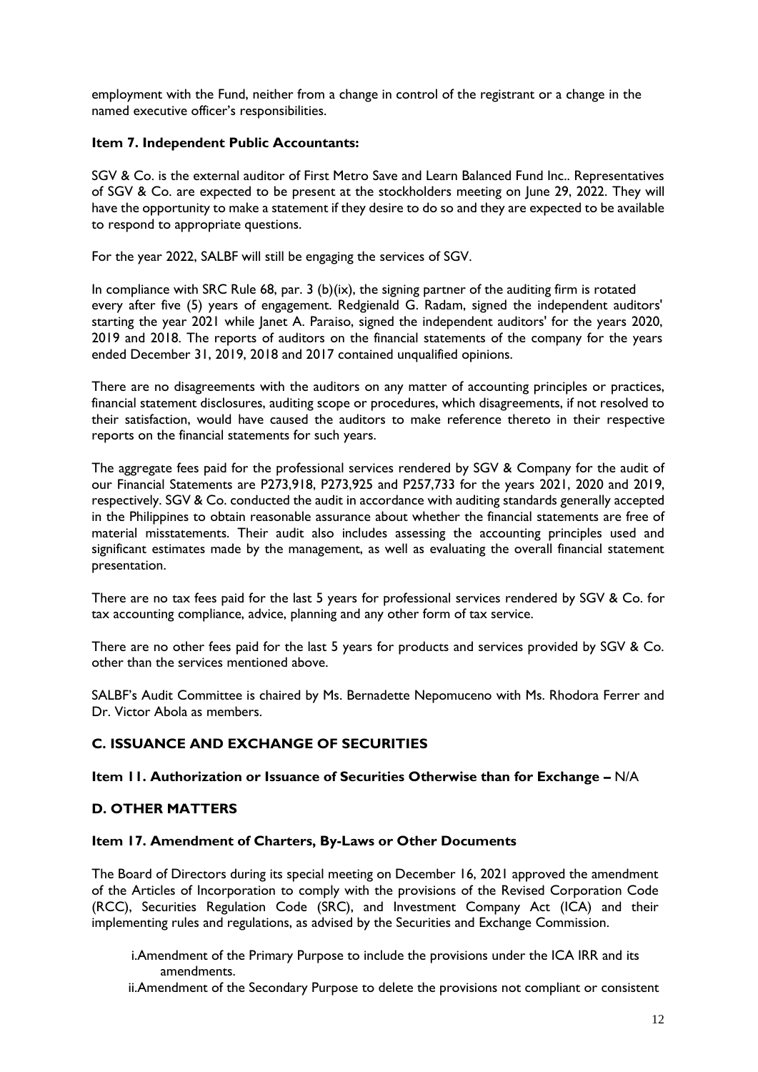employment with the Fund, neither from a change in control of the registrant or a change in the named executive officer's responsibilities.

**Item 7. Independent Public Accountants:**

SGV & Co. is the external auditor of First Metro Save and Learn Balanced Fund Inc.. Representatives of SGV & Co. are expected to be present at the stockholders meeting on June 29, 2022. They will have the opportunity to make a statement if they desire to do so and they are expected to be available to respond to appropriate questions.

For the year 2022, SALBF will still be engaging the services of SGV.

In compliance with SRC Rule 68, par. 3 (b)(ix), the signing partner of the auditing firm is rotated every after five (5) years of engagement. Redgienald G. Radam, signed the independent auditors' starting the year 2021 while Janet A. Paraiso, signed the independent auditors' for the years 2020, 2019 and 2018. The reports of auditors on the financial statements of the company for the years ended December 31, 2019, 2018 and 2017 contained unqualified opinions.

There are no disagreements with the auditors on any matter of accounting principles or practices, financial statement disclosures, auditing scope or procedures, which disagreements, if not resolved to their satisfaction, would have caused the auditors to make reference thereto in their respective reports on the financial statements for such years.

The aggregate fees paid for the professional services rendered by SGV & Company for the audit of our Financial Statements are P273,918, P273,925 and P257,733 for the years 2021, 2020 and 2019, respectively. SGV & Co. conducted the audit in accordance with auditing standards generally accepted in the Philippines to obtain reasonable assurance about whether the financial statements are free of material misstatements. Their audit also includes assessing the accounting principles used and significant estimates made by the management, as well as evaluating the overall financial statement presentation.

There are no tax fees paid for the last 5 years for professional services rendered by SGV & Co. for tax accounting compliance, advice, planning and any other form of tax service.

There are no other fees paid for the last 5 years for products and services provided by SGV & Co. other than the services mentioned above.

SALBF's Audit Committee is chaired by Ms. Bernadette Nepomuceno with Ms. Rhodora Ferrer and Dr. Victor Abola as members.

## C. ISSUANCE AND EXCHANGE OF SECURITIES

**Item 11. Authorization or Issuance of Securities Otherwise than for Exchange –** N/A

## D. OTHER MATTERS

**Item 17. Amendment of Charters, By-Laws or Other Documents**

The Board of Directors during its special meeting on December 16, 2021 approved the amendment of the Articles of Incorporation to comply with the provisions of the Revised Corporation Code (RCC), Securities Regulation Code (SRC), and Investment Company Act (ICA) and their implementing rules and regulations, as advised by the Securities and Exchange Commission.

i. Amendment of the Primary Purpose to include the provisions under the ICA IRR and its amendments.

ii. Amendment of the Secondary Purpose to delete the provisions not compliant or consistent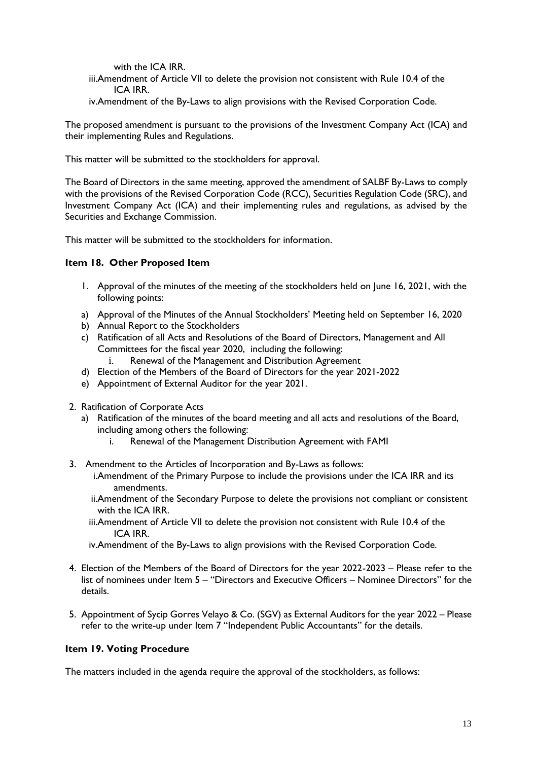with the ICA IRR.

iii.Amendment of Article VII to delete the provision not consistent with Rule 10.4 of the ICA IRR.

iv.Amendment of the By-Laws to align provisions with the Revised Corporation Code.

The proposed amendment is pursuant to the provisions of the Investment Company Act (ICA) and their implementing Rules and Regulations.

This matter will be submitted to the stockholders for approval.

The Board of Directors in the same meeting, approved the amendment of SALBF By-Laws to comply with the provisions of the Revised Corporation Code (RCC), Securities Regulation Code (SRC), and Investment Company Act (ICA) and their implementing rules and regulations, as advised by the Securities and Exchange Commission.

This matter will be submitted to the stockholders for information.

**Item 18. Other Proposed Item**

1. Approval of the minutes of the meeting of the stockholders held on June 16, 2021, with the following points:

a) Approval of the Minutes of the Annual Stockholders' Meeting held on September 16, 2020
b) Annual Report to the Stockholders
c) Ratification of all Acts and Resolutions of the Board of Directors, Management and All Committees for the fiscal year 2020, including the following:
   i. Renewal of the Management and Distribution Agreement
d) Election of the Members of the Board of Directors for the year 2021-2022
e) Appointment of External Auditor for the year 2021.

2. Ratification of Corporate Acts
   a) Ratification of the minutes of the board meeting and all acts and resolutions of the Board, including among others the following:
      i. Renewal of the Management Distribution Agreement with FAMI

3. Amendment to the Articles of Incorporation and By-Laws as follows:
   i.Amendment of the Primary Purpose to include the provisions under the ICA IRR and its amendments.
   ii.Amendment of the Secondary Purpose to delete the provisions not compliant or consistent with the ICA IRR.
   iii.Amendment of Article VII to delete the provision not consistent with Rule 10.4 of the ICA IRR.
   iv.Amendment of the By-Laws to align provisions with the Revised Corporation Code.

4. Election of the Members of the Board of Directors for the year 2022-2023 – Please refer to the list of nominees under Item 5 – "Directors and Executive Officers – Nominee Directors" for the details.

5. Appointment of Sycip Gorres Velayo & Co. (SGV) as External Auditors for the year 2022 – Please refer to the write-up under Item 7 "Independent Public Accountants" for the details.

**Item 19. Voting Procedure**

The matters included in the agenda require the approval of the stockholders, as follows: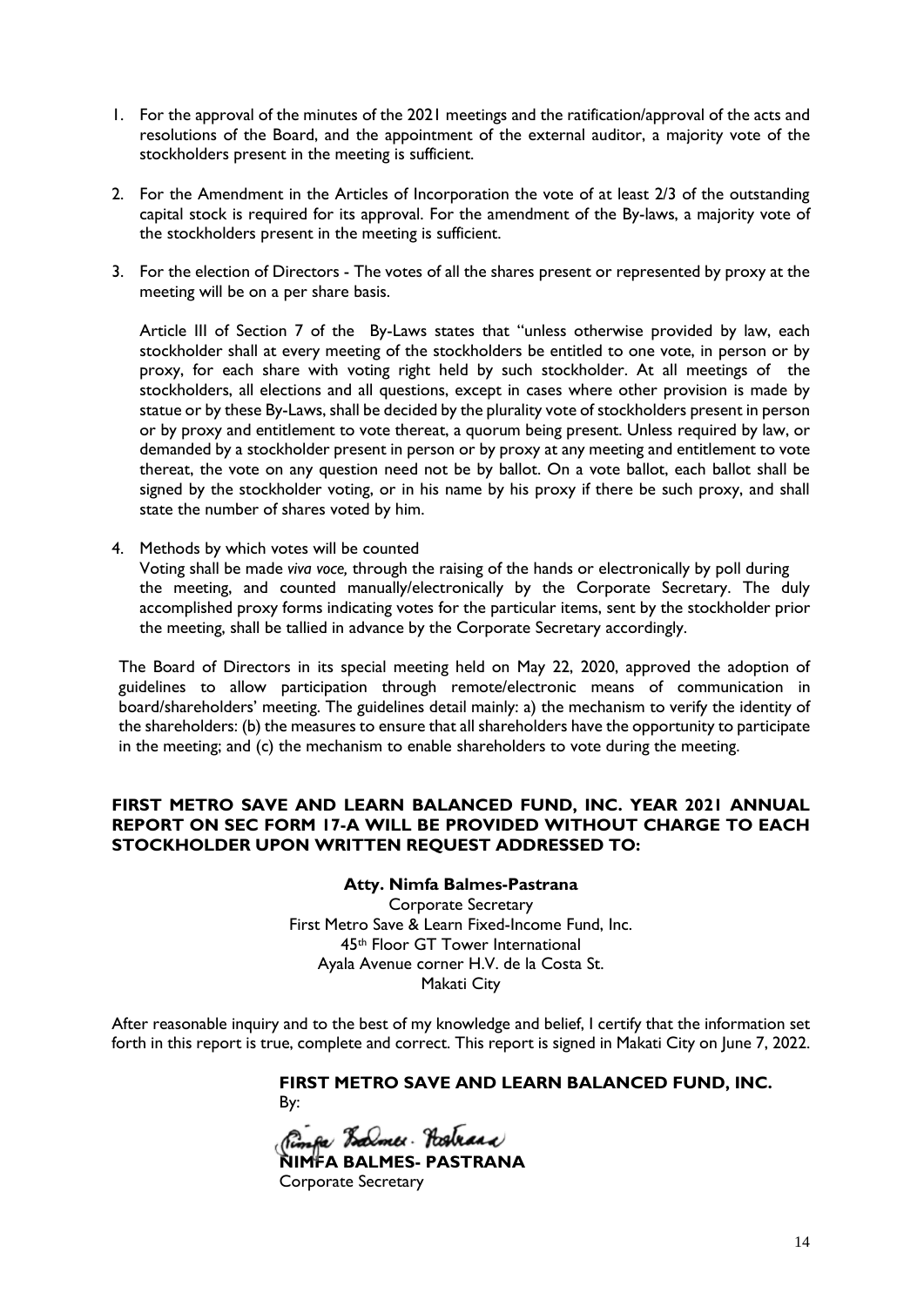1. For the approval of the minutes of the 2021 meetings and the ratification/approval of the acts and resolutions of the Board, and the appointment of the external auditor, a majority vote of the stockholders present in the meeting is sufficient.

2. For the Amendment in the Articles of Incorporation the vote of at least 2/3 of the outstanding capital stock is required for its approval. For the amendment of the By-laws, a majority vote of the stockholders present in the meeting is sufficient.

3. For the election of Directors - The votes of all the shares present or represented by proxy at the meeting will be on a per share basis.

   Article III of Section 7 of the By-Laws states that "unless otherwise provided by law, each stockholder shall at every meeting of the stockholders be entitled to one vote, in person or by proxy, for each share with voting right held by such stockholder. At all meetings of the stockholders, all elections and all questions, except in cases where other provision is made by statue or by these By-Laws, shall be decided by the plurality vote of stockholders present in person or by proxy and entitlement to vote thereat, a quorum being present. Unless required by law, or demanded by a stockholder present in person or by proxy at any meeting and entitlement to vote thereat, the vote on any question need not be by ballot. On a vote ballot, each ballot shall be signed by the stockholder voting, or in his name by his proxy if there be such proxy, and shall state the number of shares voted by him.

4. Methods by which votes will be counted
   Voting shall be made *viva voce,* through the raising of the hands or electronically by poll during the meeting, and counted manually/electronically by the Corporate Secretary. The duly accomplished proxy forms indicating votes for the particular items, sent by the stockholder prior the meeting, shall be tallied in advance by the Corporate Secretary accordingly.

The Board of Directors in its special meeting held on May 22, 2020, approved the adoption of guidelines to allow participation through remote/electronic means of communication in board/shareholders' meeting. The guidelines detail mainly: a) the mechanism to verify the identity of the shareholders: (b) the measures to ensure that all shareholders have the opportunity to participate in the meeting; and (c) the mechanism to enable shareholders to vote during the meeting.

**FIRST METRO SAVE AND LEARN BALANCED FUND, INC. YEAR 2021 ANNUAL REPORT ON SEC FORM 17-A WILL BE PROVIDED WITHOUT CHARGE TO EACH STOCKHOLDER UPON WRITTEN REQUEST ADDRESSED TO:**

**Atty. Nimfa Balmes-Pastrana**
Corporate Secretary
First Metro Save & Learn Fixed-Income Fund, Inc.
45th Floor GT Tower International
Ayala Avenue corner H.V. de la Costa St.
Makati City

After reasonable inquiry and to the best of my knowledge and belief, I certify that the information set forth in this report is true, complete and correct. This report is signed in Makati City on June 7, 2022.

**FIRST METRO SAVE AND LEARN BALANCED FUND, INC.**
By:

**NIMFA BALMES- PASTRANA**
Corporate Secretary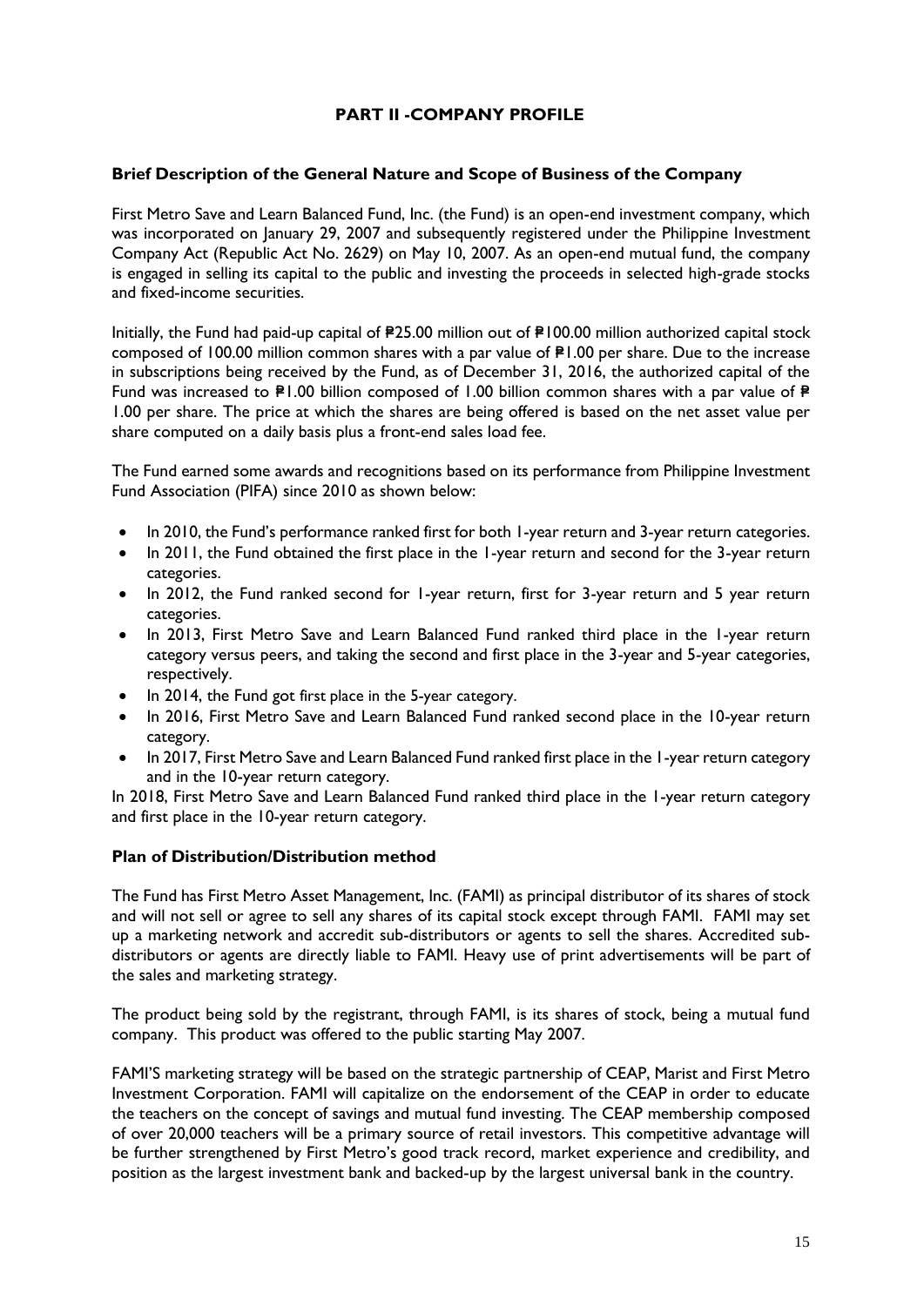## PART II -COMPANY PROFILE

### Brief Description of the General Nature and Scope of Business of the Company

First Metro Save and Learn Balanced Fund, Inc. (the Fund) is an open-end investment company, which was incorporated on January 29, 2007 and subsequently registered under the Philippine Investment Company Act (Republic Act No. 2629) on May 10, 2007. As an open-end mutual fund, the company is engaged in selling its capital to the public and investing the proceeds in selected high-grade stocks and fixed-income securities.

Initially, the Fund had paid-up capital of ₱25.00 million out of ₱100.00 million authorized capital stock composed of 100.00 million common shares with a par value of ₱1.00 per share. Due to the increase in subscriptions being received by the Fund, as of December 31, 2016, the authorized capital of the Fund was increased to ₱1.00 billion composed of 1.00 billion common shares with a par value of ₱ 1.00 per share. The price at which the shares are being offered is based on the net asset value per share computed on a daily basis plus a front-end sales load fee.

The Fund earned some awards and recognitions based on its performance from Philippine Investment Fund Association (PIFA) since 2010 as shown below:

- In 2010, the Fund's performance ranked first for both 1-year return and 3-year return categories.
- In 2011, the Fund obtained the first place in the 1-year return and second for the 3-year return categories.
- In 2012, the Fund ranked second for 1-year return, first for 3-year return and 5 year return categories.
- In 2013, First Metro Save and Learn Balanced Fund ranked third place in the 1-year return category versus peers, and taking the second and first place in the 3-year and 5-year categories, respectively.
- In 2014, the Fund got first place in the 5-year category.
- In 2016, First Metro Save and Learn Balanced Fund ranked second place in the 10-year return category.
- In 2017, First Metro Save and Learn Balanced Fund ranked first place in the 1-year return category and in the 10-year return category.

In 2018, First Metro Save and Learn Balanced Fund ranked third place in the 1-year return category and first place in the 10-year return category.

### Plan of Distribution/Distribution method

The Fund has First Metro Asset Management, Inc. (FAMI) as principal distributor of its shares of stock and will not sell or agree to sell any shares of its capital stock except through FAMI. FAMI may set up a marketing network and accredit sub-distributors or agents to sell the shares. Accredited sub-distributors or agents are directly liable to FAMI. Heavy use of print advertisements will be part of the sales and marketing strategy.

The product being sold by the registrant, through FAMI, is its shares of stock, being a mutual fund company. This product was offered to the public starting May 2007.

FAMI'S marketing strategy will be based on the strategic partnership of CEAP, Marist and First Metro Investment Corporation. FAMI will capitalize on the endorsement of the CEAP in order to educate the teachers on the concept of savings and mutual fund investing. The CEAP membership composed of over 20,000 teachers will be a primary source of retail investors. This competitive advantage will be further strengthened by First Metro's good track record, market experience and credibility, and position as the largest investment bank and backed-up by the largest universal bank in the country.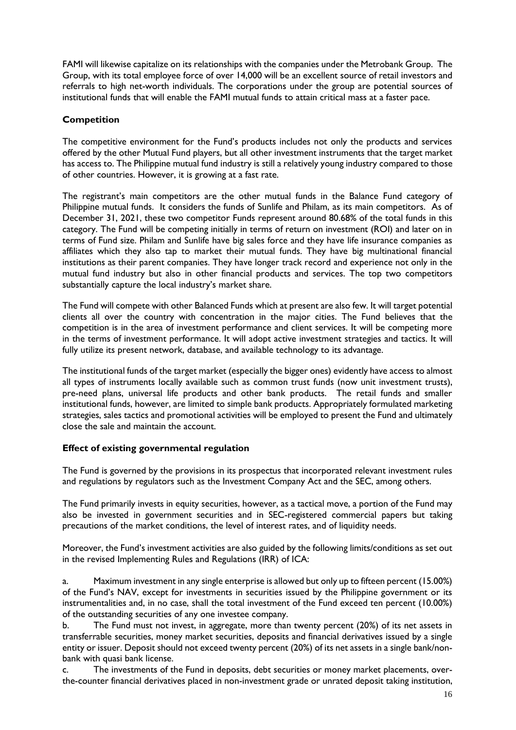FAMI will likewise capitalize on its relationships with the companies under the Metrobank Group. The Group, with its total employee force of over 14,000 will be an excellent source of retail investors and referrals to high net-worth individuals. The corporations under the group are potential sources of institutional funds that will enable the FAMI mutual funds to attain critical mass at a faster pace.

## Competition

The competitive environment for the Fund's products includes not only the products and services offered by the other Mutual Fund players, but all other investment instruments that the target market has access to. The Philippine mutual fund industry is still a relatively young industry compared to those of other countries. However, it is growing at a fast rate.

The registrant's main competitors are the other mutual funds in the Balance Fund category of Philippine mutual funds. It considers the funds of Sunlife and Philam, as its main competitors. As of December 31, 2021, these two competitor Funds represent around 80.68% of the total funds in this category. The Fund will be competing initially in terms of return on investment (ROI) and later on in terms of Fund size. Philam and Sunlife have big sales force and they have life insurance companies as affiliates which they also tap to market their mutual funds. They have big multinational financial institutions as their parent companies. They have longer track record and experience not only in the mutual fund industry but also in other financial products and services. The top two competitors substantially capture the local industry's market share.

The Fund will compete with other Balanced Funds which at present are also few. It will target potential clients all over the country with concentration in the major cities. The Fund believes that the competition is in the area of investment performance and client services. It will be competing more in the terms of investment performance. It will adopt active investment strategies and tactics. It will fully utilize its present network, database, and available technology to its advantage.

The institutional funds of the target market (especially the bigger ones) evidently have access to almost all types of instruments locally available such as common trust funds (now unit investment trusts), pre-need plans, universal life products and other bank products. The retail funds and smaller institutional funds, however, are limited to simple bank products. Appropriately formulated marketing strategies, sales tactics and promotional activities will be employed to present the Fund and ultimately close the sale and maintain the account.

## Effect of existing governmental regulation

The Fund is governed by the provisions in its prospectus that incorporated relevant investment rules and regulations by regulators such as the Investment Company Act and the SEC, among others.

The Fund primarily invests in equity securities, however, as a tactical move, a portion of the Fund may also be invested in government securities and in SEC-registered commercial papers but taking precautions of the market conditions, the level of interest rates, and of liquidity needs.

Moreover, the Fund's investment activities are also guided by the following limits/conditions as set out in the revised Implementing Rules and Regulations (IRR) of ICA:

a. Maximum investment in any single enterprise is allowed but only up to fifteen percent (15.00%) of the Fund's NAV, except for investments in securities issued by the Philippine government or its instrumentalities and, in no case, shall the total investment of the Fund exceed ten percent (10.00%) of the outstanding securities of any one investee company.

b. The Fund must not invest, in aggregate, more than twenty percent (20%) of its net assets in transferrable securities, money market securities, deposits and financial derivatives issued by a single entity or issuer. Deposit should not exceed twenty percent (20%) of its net assets in a single bank/non-bank with quasi bank license.

c. The investments of the Fund in deposits, debt securities or money market placements, over-the-counter financial derivatives placed in non-investment grade or unrated deposit taking institution,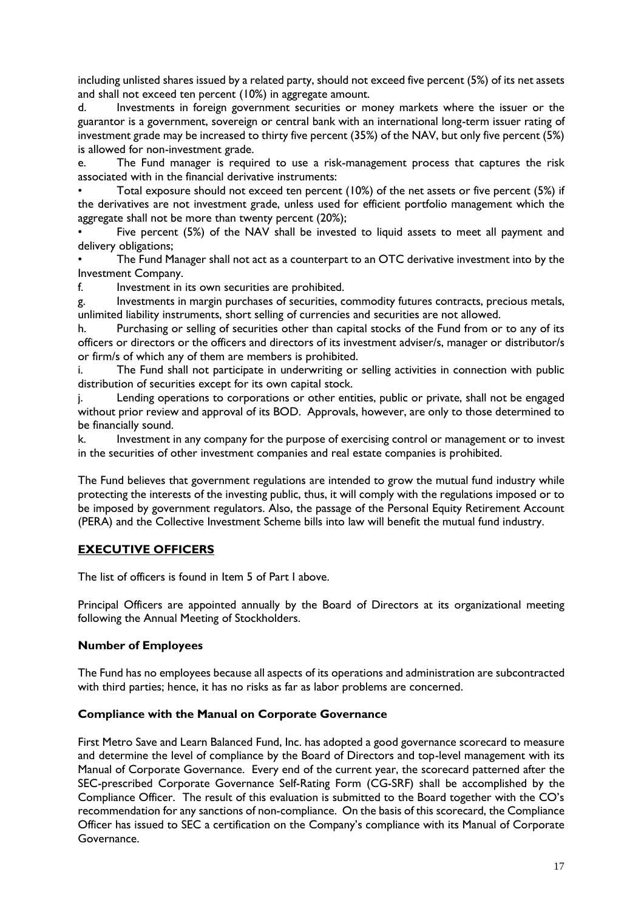including unlisted shares issued by a related party, should not exceed five percent (5%) of its net assets and shall not exceed ten percent (10%) in aggregate amount.

d. Investments in foreign government securities or money markets where the issuer or the guarantor is a government, sovereign or central bank with an international long-term issuer rating of investment grade may be increased to thirty five percent (35%) of the NAV, but only five percent (5%) is allowed for non-investment grade.

e. The Fund manager is required to use a risk-management process that captures the risk associated with in the financial derivative instruments:

- Total exposure should not exceed ten percent (10%) of the net assets or five percent (5%) if the derivatives are not investment grade, unless used for efficient portfolio management which the aggregate shall not be more than twenty percent (20%);
- Five percent (5%) of the NAV shall be invested to liquid assets to meet all payment and delivery obligations;
- The Fund Manager shall not act as a counterpart to an OTC derivative investment into by the Investment Company.

f. Investment in its own securities are prohibited.

g. Investments in margin purchases of securities, commodity futures contracts, precious metals, unlimited liability instruments, short selling of currencies and securities are not allowed.

h. Purchasing or selling of securities other than capital stocks of the Fund from or to any of its officers or directors or the officers and directors of its investment adviser/s, manager or distributor/s or firm/s of which any of them are members is prohibited.

i. The Fund shall not participate in underwriting or selling activities in connection with public distribution of securities except for its own capital stock.

j. Lending operations to corporations or other entities, public or private, shall not be engaged without prior review and approval of its BOD. Approvals, however, are only to those determined to be financially sound.

k. Investment in any company for the purpose of exercising control or management or to invest in the securities of other investment companies and real estate companies is prohibited.

The Fund believes that government regulations are intended to grow the mutual fund industry while protecting the interests of the investing public, thus, it will comply with the regulations imposed or to be imposed by government regulators. Also, the passage of the Personal Equity Retirement Account (PERA) and the Collective Investment Scheme bills into law will benefit the mutual fund industry.

## EXECUTIVE OFFICERS

The list of officers is found in Item 5 of Part I above.

Principal Officers are appointed annually by the Board of Directors at its organizational meeting following the Annual Meeting of Stockholders.

### Number of Employees

The Fund has no employees because all aspects of its operations and administration are subcontracted with third parties; hence, it has no risks as far as labor problems are concerned.

### Compliance with the Manual on Corporate Governance

First Metro Save and Learn Balanced Fund, Inc. has adopted a good governance scorecard to measure and determine the level of compliance by the Board of Directors and top-level management with its Manual of Corporate Governance. Every end of the current year, the scorecard patterned after the SEC-prescribed Corporate Governance Self-Rating Form (CG-SRF) shall be accomplished by the Compliance Officer. The result of this evaluation is submitted to the Board together with the CO's recommendation for any sanctions of non-compliance. On the basis of this scorecard, the Compliance Officer has issued to SEC a certification on the Company's compliance with its Manual of Corporate Governance.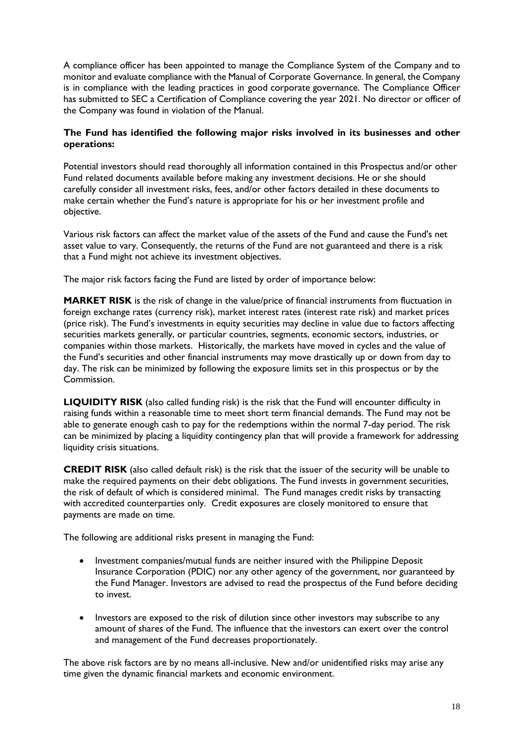A compliance officer has been appointed to manage the Compliance System of the Company and to monitor and evaluate compliance with the Manual of Corporate Governance. In general, the Company is in compliance with the leading practices in good corporate governance. The Compliance Officer has submitted to SEC a Certification of Compliance covering the year 2021. No director or officer of the Company was found in violation of the Manual.

**The Fund has identified the following major risks involved in its businesses and other operations:**

Potential investors should read thoroughly all information contained in this Prospectus and/or other Fund related documents available before making any investment decisions. He or she should carefully consider all investment risks, fees, and/or other factors detailed in these documents to make certain whether the Fund's nature is appropriate for his or her investment profile and objective.

Various risk factors can affect the market value of the assets of the Fund and cause the Fund's net asset value to vary. Consequently, the returns of the Fund are not guaranteed and there is a risk that a Fund might not achieve its investment objectives.

The major risk factors facing the Fund are listed by order of importance below:

**MARKET RISK** is the risk of change in the value/price of financial instruments from fluctuation in foreign exchange rates (currency risk), market interest rates (interest rate risk) and market prices (price risk). The Fund's investments in equity securities may decline in value due to factors affecting securities markets generally, or particular countries, segments, economic sectors, industries, or companies within those markets. Historically, the markets have moved in cycles and the value of the Fund's securities and other financial instruments may move drastically up or down from day to day. The risk can be minimized by following the exposure limits set in this prospectus or by the Commission.

**LIQUIDITY RISK** (also called funding risk) is the risk that the Fund will encounter difficulty in raising funds within a reasonable time to meet short term financial demands. The Fund may not be able to generate enough cash to pay for the redemptions within the normal 7-day period. The risk can be minimized by placing a liquidity contingency plan that will provide a framework for addressing liquidity crisis situations.

**CREDIT RISK** (also called default risk) is the risk that the issuer of the security will be unable to make the required payments on their debt obligations. The Fund invests in government securities, the risk of default of which is considered minimal. The Fund manages credit risks by transacting with accredited counterparties only. Credit exposures are closely monitored to ensure that payments are made on time.

The following are additional risks present in managing the Fund:

- Investment companies/mutual funds are neither insured with the Philippine Deposit Insurance Corporation (PDIC) nor any other agency of the government, nor guaranteed by the Fund Manager. Investors are advised to read the prospectus of the Fund before deciding to invest.

- Investors are exposed to the risk of dilution since other investors may subscribe to any amount of shares of the Fund. The influence that the investors can exert over the control and management of the Fund decreases proportionately.

The above risk factors are by no means all-inclusive. New and/or unidentified risks may arise any time given the dynamic financial markets and economic environment.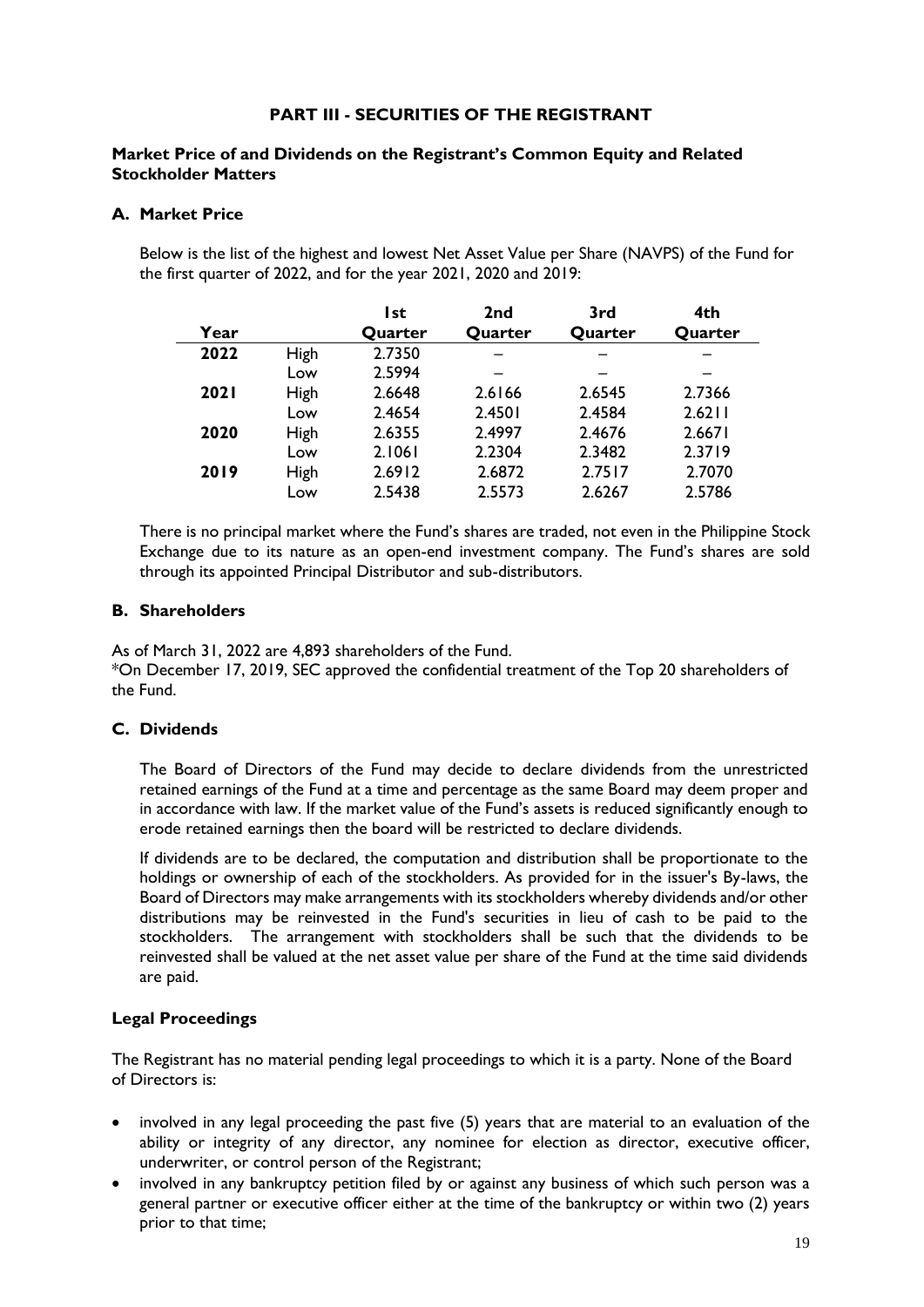## PART III - SECURITIES OF THE REGISTRANT

### Market Price of and Dividends on the Registrant's Common Equity and Related Stockholder Matters

#### A. Market Price

Below is the list of the highest and lowest Net Asset Value per Share (NAVPS) of the Fund for the first quarter of 2022, and for the year 2021, 2020 and 2019:

| Year | | 1st Quarter | 2nd Quarter | 3rd Quarter | 4th Quarter |
|---|---|---|---|---|---|
| **2022** | High | 2.7350 | – | – | – |
| | Low | 2.5994 | – | – | – |
| **2021** | High | 2.6648 | 2.6166 | 2.6545 | 2.7366 |
| | Low | 2.4654 | 2.4501 | 2.4584 | 2.6211 |
| **2020** | High | 2.6355 | 2.4997 | 2.4676 | 2.6671 |
| | Low | 2.1061 | 2.2304 | 2.3482 | 2.3719 |
| **2019** | High | 2.6912 | 2.6872 | 2.7517 | 2.7070 |
| | Low | 2.5438 | 2.5573 | 2.6267 | 2.5786 |

There is no principal market where the Fund's shares are traded, not even in the Philippine Stock Exchange due to its nature as an open-end investment company. The Fund's shares are sold through its appointed Principal Distributor and sub-distributors.

#### B. Shareholders

As of March 31, 2022 are 4,893 shareholders of the Fund.
*On December 17, 2019, SEC approved the confidential treatment of the Top 20 shareholders of the Fund.

#### C. Dividends

The Board of Directors of the Fund may decide to declare dividends from the unrestricted retained earnings of the Fund at a time and percentage as the same Board may deem proper and in accordance with law. If the market value of the Fund's assets is reduced significantly enough to erode retained earnings then the board will be restricted to declare dividends.

If dividends are to be declared, the computation and distribution shall be proportionate to the holdings or ownership of each of the stockholders. As provided for in the issuer's By-laws, the Board of Directors may make arrangements with its stockholders whereby dividends and/or other distributions may be reinvested in the Fund's securities in lieu of cash to be paid to the stockholders. The arrangement with stockholders shall be such that the dividends to be reinvested shall be valued at the net asset value per share of the Fund at the time said dividends are paid.

### Legal Proceedings

The Registrant has no material pending legal proceedings to which it is a party. None of the Board of Directors is:

- involved in any legal proceeding the past five (5) years that are material to an evaluation of the ability or integrity of any director, any nominee for election as director, executive officer, underwriter, or control person of the Registrant;
- involved in any bankruptcy petition filed by or against any business of which such person was a general partner or executive officer either at the time of the bankruptcy or within two (2) years prior to that time;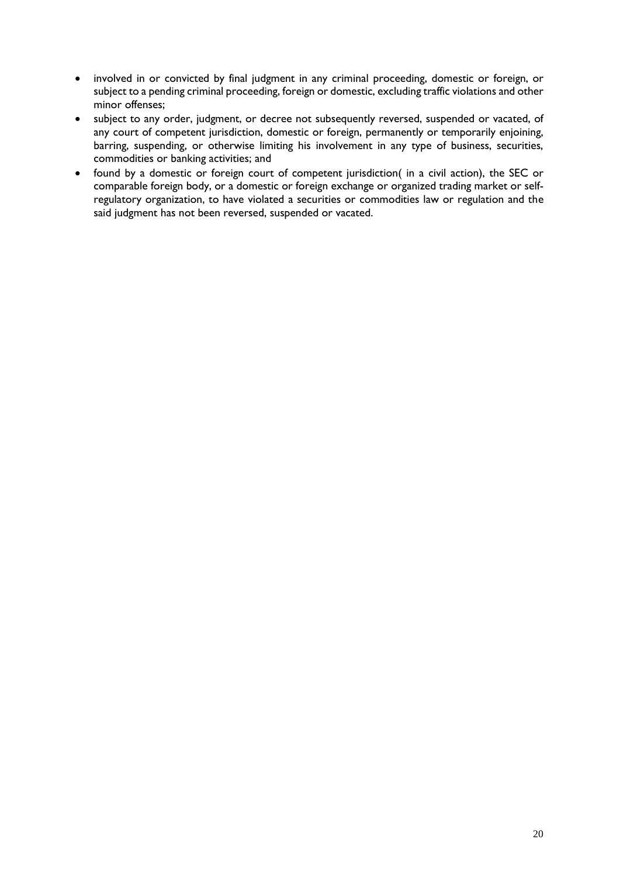- involved in or convicted by final judgment in any criminal proceeding, domestic or foreign, or subject to a pending criminal proceeding, foreign or domestic, excluding traffic violations and other minor offenses;
- subject to any order, judgment, or decree not subsequently reversed, suspended or vacated, of any court of competent jurisdiction, domestic or foreign, permanently or temporarily enjoining, barring, suspending, or otherwise limiting his involvement in any type of business, securities, commodities or banking activities; and
- found by a domestic or foreign court of competent jurisdiction( in a civil action), the SEC or comparable foreign body, or a domestic or foreign exchange or organized trading market or self-regulatory organization, to have violated a securities or commodities law or regulation and the said judgment has not been reversed, suspended or vacated.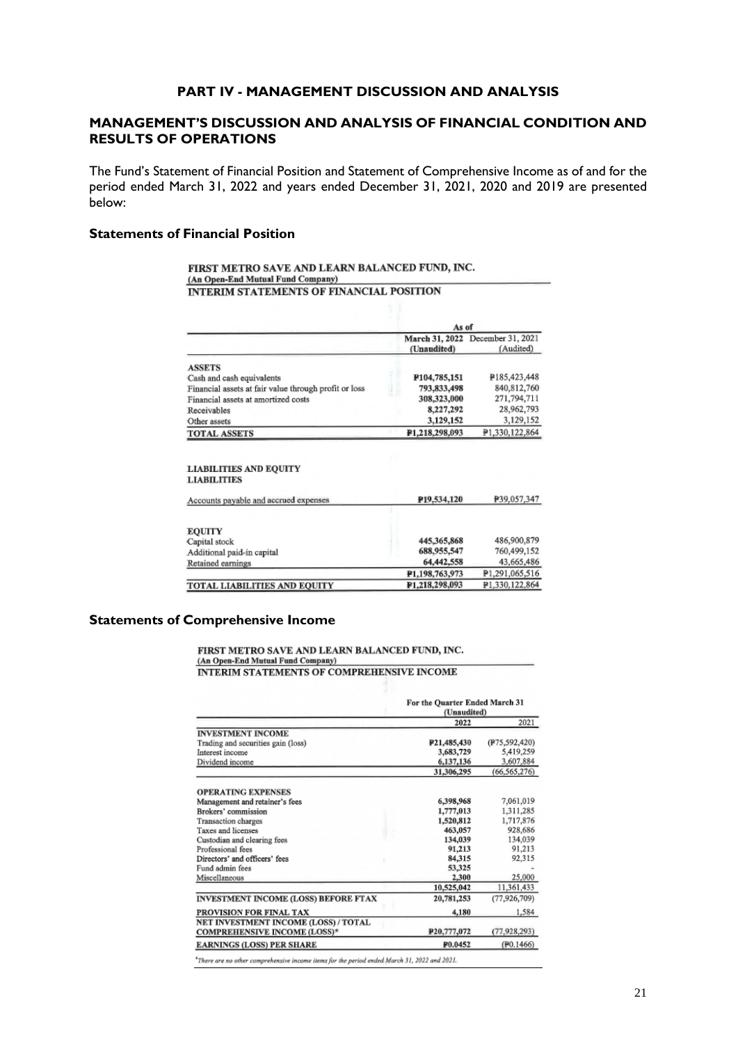# PART IV - MANAGEMENT DISCUSSION AND ANALYSIS

## MANAGEMENT'S DISCUSSION AND ANALYSIS OF FINANCIAL CONDITION AND RESULTS OF OPERATIONS

The Fund's Statement of Financial Position and Statement of Comprehensive Income as of and for the period ended March 31, 2022 and years ended December 31, 2021, 2020 and 2019 are presented below:

### Statements of Financial Position

**FIRST METRO SAVE AND LEARN BALANCED FUND, INC.**
**(An Open-End Mutual Fund Company)**
**INTERIM STATEMENTS OF FINANCIAL POSITION**

| | As of | |
|---|---|---|
| | March 31, 2022 (Unaudited) | December 31, 2021 (Audited) |
| **ASSETS** | | |
| Cash and cash equivalents | ₱104,785,151 | ₱185,423,448 |
| Financial assets at fair value through profit or loss | 793,833,498 | 840,812,760 |
| Financial assets at amortized costs | 308,323,000 | 271,794,711 |
| Receivables | 8,227,292 | 28,962,793 |
| Other assets | 3,129,152 | 3,129,152 |
| **TOTAL ASSETS** | ₱1,218,298,093 | ₱1,330,122,864 |
| | | |
| **LIABILITIES AND EQUITY** | | |
| **LIABILITIES** | | |
| Accounts payable and accrued expenses | ₱19,534,120 | ₱39,057,347 |
| | | |
| **EQUITY** | | |
| Capital stock | 445,365,868 | 486,900,879 |
| Additional paid-in capital | 688,955,547 | 760,499,152 |
| Retained earnings | 64,442,558 | 43,665,486 |
| | ₱1,198,763,973 | ₱1,291,065,516 |
| **TOTAL LIABILITIES AND EQUITY** | ₱1,218,298,093 | ₱1,330,122,864 |

### Statements of Comprehensive Income

**FIRST METRO SAVE AND LEARN BALANCED FUND, INC.**
**(An Open-End Mutual Fund Company)**
**INTERIM STATEMENTS OF COMPREHENSIVE INCOME**

| | For the Quarter Ended March 31 (Unaudited) | |
|---|---|---|
| | 2022 | 2021 |
| **INVESTMENT INCOME** | | |
| Trading and securities gain (loss) | ₱21,485,430 | (₱75,592,420) |
| Interest income | 3,683,729 | 5,419,259 |
| Dividend income | 6,137,136 | 3,607,884 |
| | 31,306,295 | (66,565,276) |
| | | |
| **OPERATING EXPENSES** | | |
| Management and retainer's fees | 6,398,968 | 7,061,019 |
| Brokers' commission | 1,777,013 | 1,311,285 |
| Transaction charges | 1,520,812 | 1,717,876 |
| Taxes and licenses | 463,057 | 928,686 |
| Custodian and clearing fees | 134,039 | 134,039 |
| Professional fees | 91,213 | 91,213 |
| Directors' and officers' fees | 84,315 | 92,315 |
| Fund admin fees | 53,325 | - |
| Miscellaneous | 2,300 | 25,000 |
| | 10,525,042 | 11,361,433 |
| **INVESTMENT INCOME (LOSS) BEFORE FTAX** | 20,781,253 | (77,926,709) |
| **PROVISION FOR FINAL TAX** | 4,180 | 1,584 |
| **NET INVESTMENT INCOME (LOSS) / TOTAL COMPREHENSIVE INCOME (LOSS)*** | ₱20,777,072 | (77,928,293) |
| **EARNINGS (LOSS) PER SHARE** | ₱0.0452 | (₱0.1466) |

*There are no other comprehensive income items for the period ended March 31, 2022 and 2021.*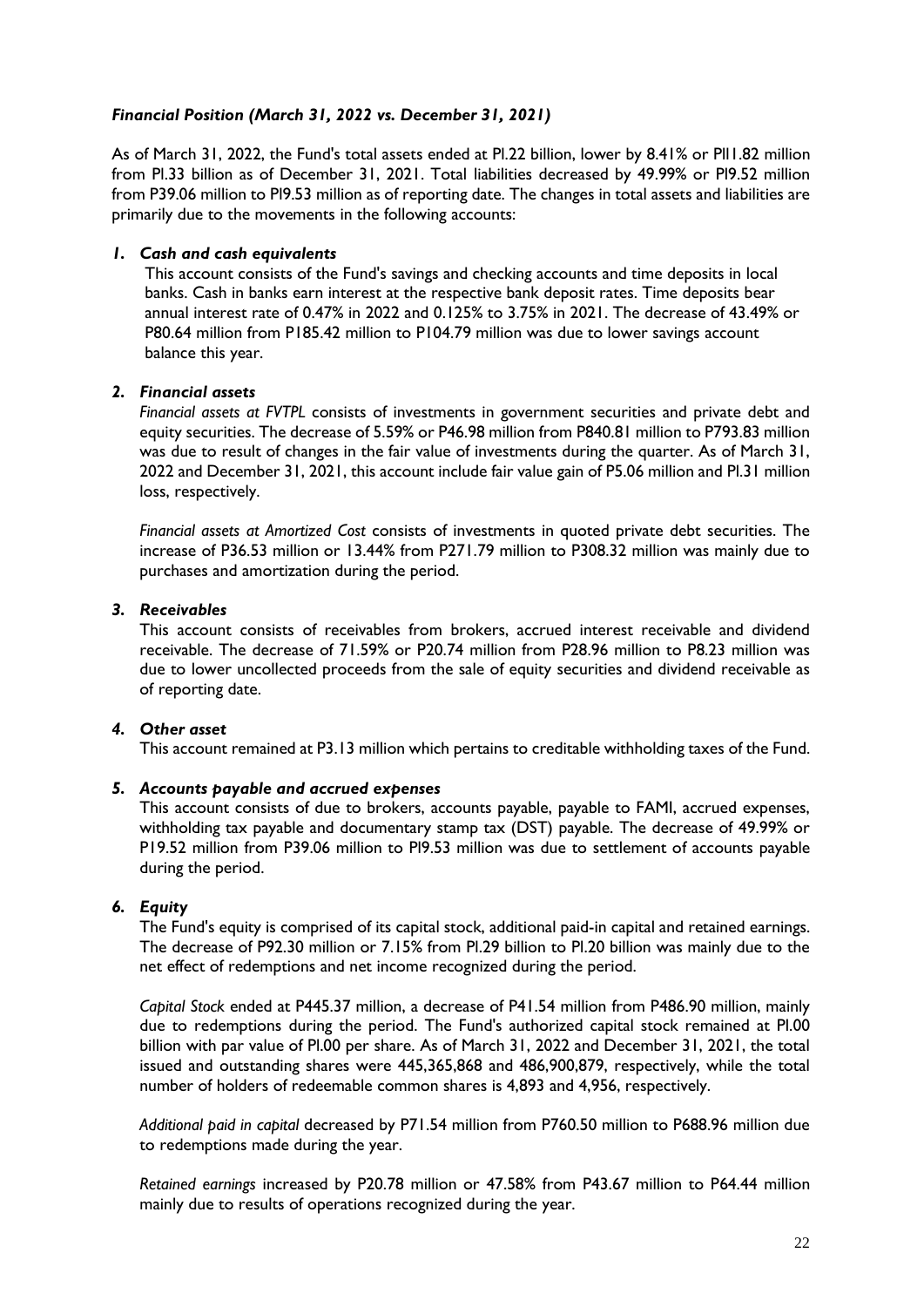### *Financial Position (March 31, 2022 vs. December 31, 2021)*

As of March 31, 2022, the Fund's total assets ended at P1.22 billion, lower by 8.41% or P111.82 million from P1.33 billion as of December 31, 2021. Total liabilities decreased by 49.99% or P19.52 million from P39.06 million to P19.53 million as of reporting date. The changes in total assets and liabilities are primarily due to the movements in the following accounts:

1. ***Cash and cash equivalents***

   This account consists of the Fund's savings and checking accounts and time deposits in local banks. Cash in banks earn interest at the respective bank deposit rates. Time deposits bear annual interest rate of 0.47% in 2022 and 0.125% to 3.75% in 2021. The decrease of 43.49% or P80.64 million from P185.42 million to P104.79 million was due to lower savings account balance this year.

2. ***Financial assets***

   *Financial assets at FVTPL* consists of investments in government securities and private debt and equity securities. The decrease of 5.59% or P46.98 million from P840.81 million to P793.83 million was due to result of changes in the fair value of investments during the quarter. As of March 31, 2022 and December 31, 2021, this account include fair value gain of P5.06 million and P1.31 million loss, respectively.

   *Financial assets at Amortized Cost* consists of investments in quoted private debt securities. The increase of P36.53 million or 13.44% from P271.79 million to P308.32 million was mainly due to purchases and amortization during the period.

3. ***Receivables***

   This account consists of receivables from brokers, accrued interest receivable and dividend receivable. The decrease of 71.59% or P20.74 million from P28.96 million to P8.23 million was due to lower uncollected proceeds from the sale of equity securities and dividend receivable as of reporting date.

4. ***Other asset***

   This account remained at P3.13 million which pertains to creditable withholding taxes of the Fund.

5. ***Accounts payable and accrued expenses***

   This account consists of due to brokers, accounts payable, payable to FAMI, accrued expenses, withholding tax payable and documentary stamp tax (DST) payable. The decrease of 49.99% or P19.52 million from P39.06 million to P19.53 million was due to settlement of accounts payable during the period.

6. ***Equity***

   The Fund's equity is comprised of its capital stock, additional paid-in capital and retained earnings. The decrease of P92.30 million or 7.15% from P1.29 billion to P1.20 billion was mainly due to the net effect of redemptions and net income recognized during the period.

   *Capital Stock* ended at P445.37 million, a decrease of P41.54 million from P486.90 million, mainly due to redemptions during the period. The Fund's authorized capital stock remained at P1.00 billion with par value of P1.00 per share. As of March 31, 2022 and December 31, 2021, the total issued and outstanding shares were 445,365,868 and 486,900,879, respectively, while the total number of holders of redeemable common shares is 4,893 and 4,956, respectively.

   *Additional paid in capital* decreased by P71.54 million from P760.50 million to P688.96 million due to redemptions made during the year.

   *Retained earnings* increased by P20.78 million or 47.58% from P43.67 million to P64.44 million mainly due to results of operations recognized during the year.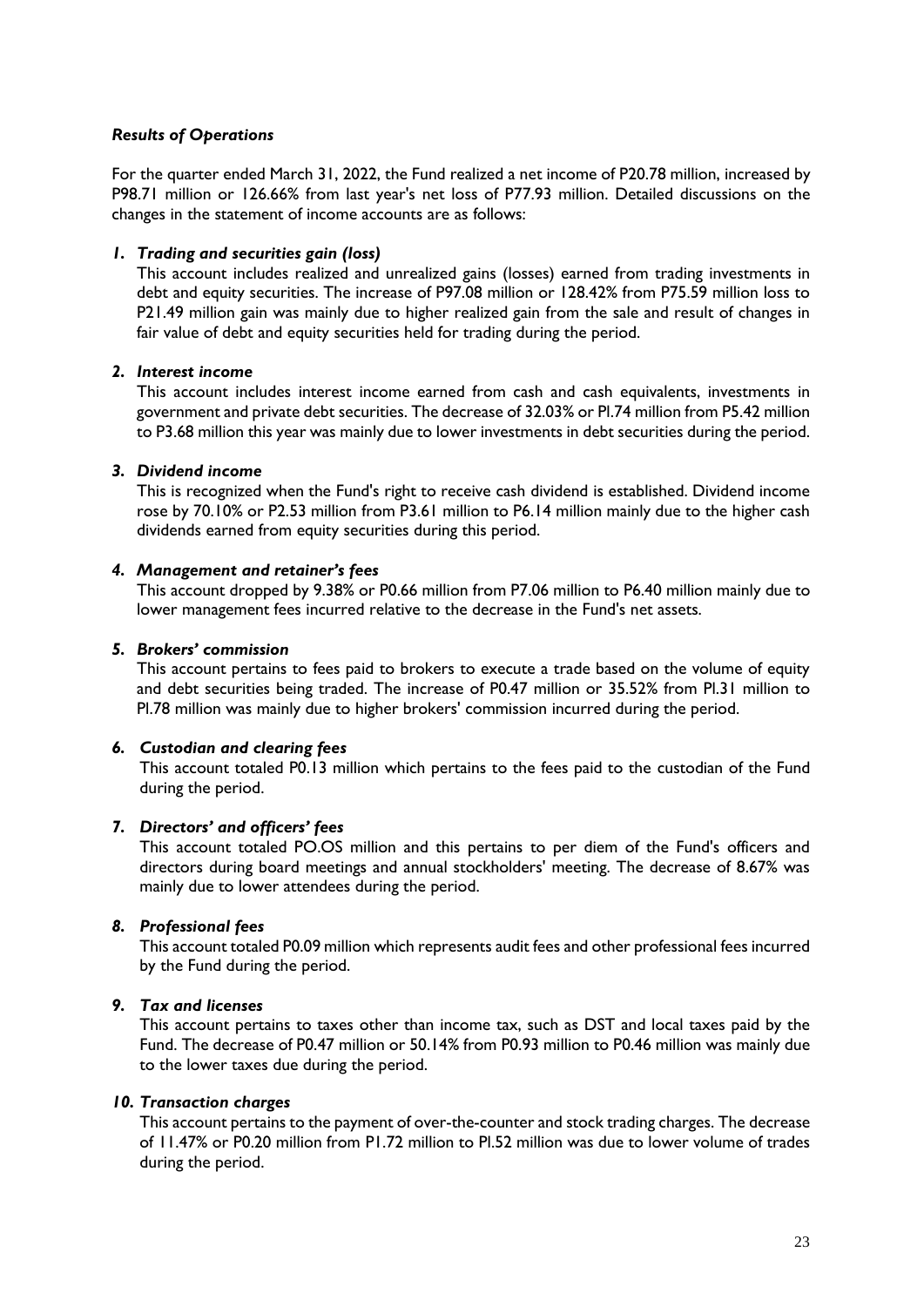### *Results of Operations*

For the quarter ended March 31, 2022, the Fund realized a net income of P20.78 million, increased by P98.71 million or 126.66% from last year's net loss of P77.93 million. Detailed discussions on the changes in the statement of income accounts are as follows:

***1. Trading and securities gain (loss)***

This account includes realized and unrealized gains (losses) earned from trading investments in debt and equity securities. The increase of P97.08 million or 128.42% from P75.59 million loss to P21.49 million gain was mainly due to higher realized gain from the sale and result of changes in fair value of debt and equity securities held for trading during the period.

***2. Interest income***

This account includes interest income earned from cash and cash equivalents, investments in government and private debt securities. The decrease of 32.03% or Pl.74 million from P5.42 million to P3.68 million this year was mainly due to lower investments in debt securities during the period.

***3. Dividend income***

This is recognized when the Fund's right to receive cash dividend is established. Dividend income rose by 70.10% or P2.53 million from P3.61 million to P6.14 million mainly due to the higher cash dividends earned from equity securities during this period.

***4. Management and retainer's fees***

This account dropped by 9.38% or P0.66 million from P7.06 million to P6.40 million mainly due to lower management fees incurred relative to the decrease in the Fund's net assets.

***5. Brokers' commission***

This account pertains to fees paid to brokers to execute a trade based on the volume of equity and debt securities being traded. The increase of P0.47 million or 35.52% from Pl.31 million to Pl.78 million was mainly due to higher brokers' commission incurred during the period.

***6. Custodian and clearing fees***

This account totaled P0.13 million which pertains to the fees paid to the custodian of the Fund during the period.

***7. Directors' and officers' fees***

This account totaled PO.OS million and this pertains to per diem of the Fund's officers and directors during board meetings and annual stockholders' meeting. The decrease of 8.67% was mainly due to lower attendees during the period.

***8. Professional fees***

This account totaled P0.09 million which represents audit fees and other professional fees incurred by the Fund during the period.

***9. Tax and licenses***

This account pertains to taxes other than income tax, such as DST and local taxes paid by the Fund. The decrease of P0.47 million or 50.14% from P0.93 million to P0.46 million was mainly due to the lower taxes due during the period.

***10. Transaction charges***

This account pertains to the payment of over-the-counter and stock trading charges. The decrease of 11.47% or P0.20 million from P1.72 million to Pl.52 million was due to lower volume of trades during the period.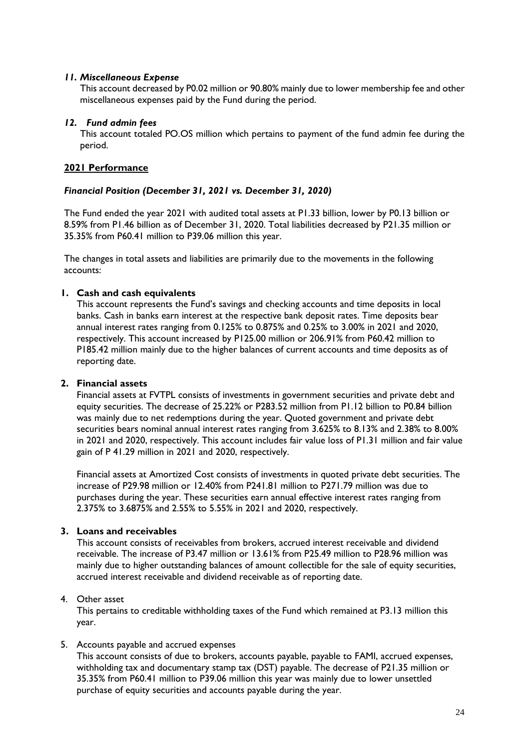*11. Miscellaneous Expense*

This account decreased by P0.02 million or 90.80% mainly due to lower membership fee and other miscellaneous expenses paid by the Fund during the period.

*12. Fund admin fees*

This account totaled PO.OS million which pertains to payment of the fund admin fee during the period.

## **2021 Performance**

### *Financial Position (December 31, 2021 vs. December 31, 2020)*

The Fund ended the year 2021 with audited total assets at P1.33 billion, lower by P0.13 billion or 8.59% from P1.46 billion as of December 31, 2020. Total liabilities decreased by P21.35 million or 35.35% from P60.41 million to P39.06 million this year.

The changes in total assets and liabilities are primarily due to the movements in the following accounts:

**1. Cash and cash equivalents**

This account represents the Fund's savings and checking accounts and time deposits in local banks. Cash in banks earn interest at the respective bank deposit rates. Time deposits bear annual interest rates ranging from 0.125% to 0.875% and 0.25% to 3.00% in 2021 and 2020, respectively. This account increased by P125.00 million or 206.91% from P60.42 million to P185.42 million mainly due to the higher balances of current accounts and time deposits as of reporting date.

**2. Financial assets**

Financial assets at FVTPL consists of investments in government securities and private debt and equity securities. The decrease of 25.22% or P283.52 million from P1.12 billion to P0.84 billion was mainly due to net redemptions during the year. Quoted government and private debt securities bears nominal annual interest rates ranging from 3.625% to 8.13% and 2.38% to 8.00% in 2021 and 2020, respectively. This account includes fair value loss of P1.31 million and fair value gain of P 41.29 million in 2021 and 2020, respectively.

Financial assets at Amortized Cost consists of investments in quoted private debt securities. The increase of P29.98 million or 12.40% from P241.81 million to P271.79 million was due to purchases during the year. These securities earn annual effective interest rates ranging from 2.375% to 3.6875% and 2.55% to 5.55% in 2021 and 2020, respectively.

**3. Loans and receivables**

This account consists of receivables from brokers, accrued interest receivable and dividend receivable. The increase of P3.47 million or 13.61% from P25.49 million to P28.96 million was mainly due to higher outstanding balances of amount collectible for the sale of equity securities, accrued interest receivable and dividend receivable as of reporting date.

4. Other asset

This pertains to creditable withholding taxes of the Fund which remained at P3.13 million this year.

5. Accounts payable and accrued expenses

This account consists of due to brokers, accounts payable, payable to FAMI, accrued expenses, withholding tax and documentary stamp tax (DST) payable. The decrease of P21.35 million or 35.35% from P60.41 million to P39.06 million this year was mainly due to lower unsettled purchase of equity securities and accounts payable during the year.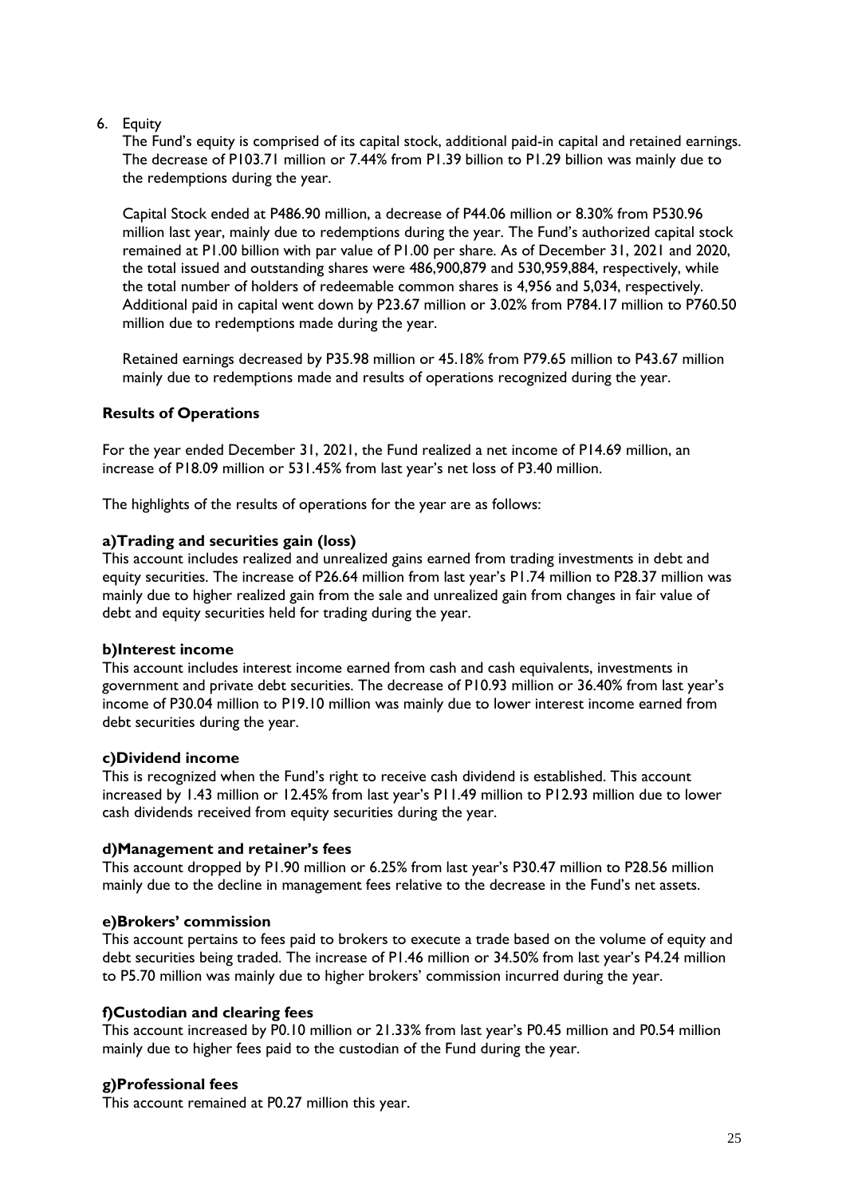6. Equity

   The Fund's equity is comprised of its capital stock, additional paid-in capital and retained earnings. The decrease of P103.71 million or 7.44% from P1.39 billion to P1.29 billion was mainly due to the redemptions during the year.

   Capital Stock ended at P486.90 million, a decrease of P44.06 million or 8.30% from P530.96 million last year, mainly due to redemptions during the year. The Fund's authorized capital stock remained at P1.00 billion with par value of P1.00 per share. As of December 31, 2021 and 2020, the total issued and outstanding shares were 486,900,879 and 530,959,884, respectively, while the total number of holders of redeemable common shares is 4,956 and 5,034, respectively. Additional paid in capital went down by P23.67 million or 3.02% from P784.17 million to P760.50 million due to redemptions made during the year.

   Retained earnings decreased by P35.98 million or 45.18% from P79.65 million to P43.67 million mainly due to redemptions made and results of operations recognized during the year.

**Results of Operations**

For the year ended December 31, 2021, the Fund realized a net income of P14.69 million, an increase of P18.09 million or 531.45% from last year's net loss of P3.40 million.

The highlights of the results of operations for the year are as follows:

**a)Trading and securities gain (loss)**

This account includes realized and unrealized gains earned from trading investments in debt and equity securities. The increase of P26.64 million from last year's P1.74 million to P28.37 million was mainly due to higher realized gain from the sale and unrealized gain from changes in fair value of debt and equity securities held for trading during the year.

**b)Interest income**

This account includes interest income earned from cash and cash equivalents, investments in government and private debt securities. The decrease of P10.93 million or 36.40% from last year's income of P30.04 million to P19.10 million was mainly due to lower interest income earned from debt securities during the year.

**c)Dividend income**

This is recognized when the Fund's right to receive cash dividend is established. This account increased by 1.43 million or 12.45% from last year's P11.49 million to P12.93 million due to lower cash dividends received from equity securities during the year.

**d)Management and retainer's fees**

This account dropped by P1.90 million or 6.25% from last year's P30.47 million to P28.56 million mainly due to the decline in management fees relative to the decrease in the Fund's net assets.

**e)Brokers' commission**

This account pertains to fees paid to brokers to execute a trade based on the volume of equity and debt securities being traded. The increase of P1.46 million or 34.50% from last year's P4.24 million to P5.70 million was mainly due to higher brokers' commission incurred during the year.

**f)Custodian and clearing fees**

This account increased by P0.10 million or 21.33% from last year's P0.45 million and P0.54 million mainly due to higher fees paid to the custodian of the Fund during the year.

**g)Professional fees**

This account remained at P0.27 million this year.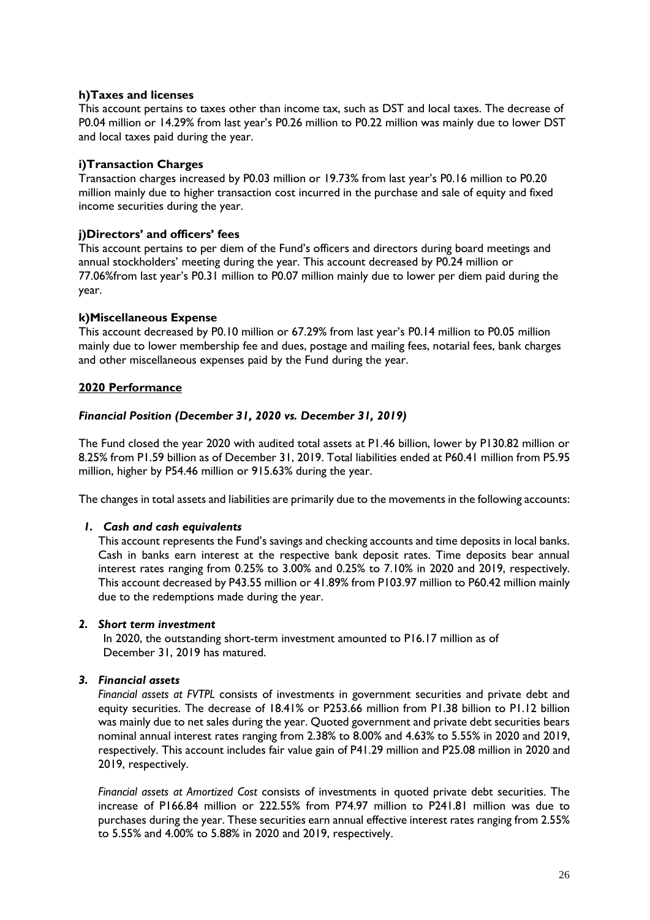**h)Taxes and licenses**

This account pertains to taxes other than income tax, such as DST and local taxes. The decrease of P0.04 million or 14.29% from last year's P0.26 million to P0.22 million was mainly due to lower DST and local taxes paid during the year.

**i)Transaction Charges**

Transaction charges increased by P0.03 million or 19.73% from last year's P0.16 million to P0.20 million mainly due to higher transaction cost incurred in the purchase and sale of equity and fixed income securities during the year.

**j)Directors' and officers' fees**

This account pertains to per diem of the Fund's officers and directors during board meetings and annual stockholders' meeting during the year. This account decreased by P0.24 million or 77.06%from last year's P0.31 million to P0.07 million mainly due to lower per diem paid during the year.

**k)Miscellaneous Expense**

This account decreased by P0.10 million or 67.29% from last year's P0.14 million to P0.05 million mainly due to lower membership fee and dues, postage and mailing fees, notarial fees, bank charges and other miscellaneous expenses paid by the Fund during the year.

**2020 Performance**

***Financial Position (December 31, 2020 vs. December 31, 2019)***

The Fund closed the year 2020 with audited total assets at P1.46 billion, lower by P130.82 million or 8.25% from P1.59 billion as of December 31, 2019. Total liabilities ended at P60.41 million from P5.95 million, higher by P54.46 million or 915.63% during the year.

The changes in total assets and liabilities are primarily due to the movements in the following accounts:

***1. Cash and cash equivalents***

This account represents the Fund's savings and checking accounts and time deposits in local banks. Cash in banks earn interest at the respective bank deposit rates. Time deposits bear annual interest rates ranging from 0.25% to 3.00% and 0.25% to 7.10% in 2020 and 2019, respectively. This account decreased by P43.55 million or 41.89% from P103.97 million to P60.42 million mainly due to the redemptions made during the year.

***2. Short term investment***

In 2020, the outstanding short-term investment amounted to P16.17 million as of December 31, 2019 has matured.

***3. Financial assets***

*Financial assets at FVTPL* consists of investments in government securities and private debt and equity securities. The decrease of 18.41% or P253.66 million from P1.38 billion to P1.12 billion was mainly due to net sales during the year. Quoted government and private debt securities bears nominal annual interest rates ranging from 2.38% to 8.00% and 4.63% to 5.55% in 2020 and 2019, respectively. This account includes fair value gain of P41.29 million and P25.08 million in 2020 and 2019, respectively.

*Financial assets at Amortized Cost* consists of investments in quoted private debt securities. The increase of P166.84 million or 222.55% from P74.97 million to P241.81 million was due to purchases during the year. These securities earn annual effective interest rates ranging from 2.55% to 5.55% and 4.00% to 5.88% in 2020 and 2019, respectively.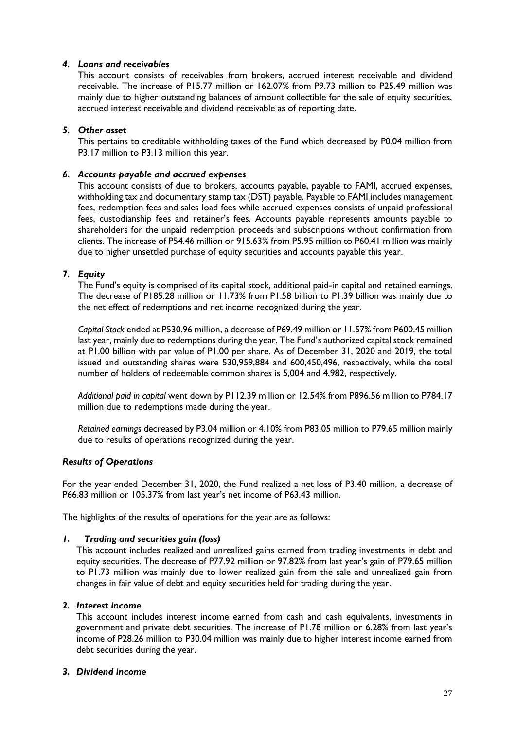### *4. Loans and receivables*

This account consists of receivables from brokers, accrued interest receivable and dividend receivable. The increase of P15.77 million or 162.07% from P9.73 million to P25.49 million was mainly due to higher outstanding balances of amount collectible for the sale of equity securities, accrued interest receivable and dividend receivable as of reporting date.

### *5. Other asset*

This pertains to creditable withholding taxes of the Fund which decreased by P0.04 million from P3.17 million to P3.13 million this year.

### *6. Accounts payable and accrued expenses*

This account consists of due to brokers, accounts payable, payable to FAMI, accrued expenses, withholding tax and documentary stamp tax (DST) payable. Payable to FAMI includes management fees, redemption fees and sales load fees while accrued expenses consists of unpaid professional fees, custodianship fees and retainer's fees. Accounts payable represents amounts payable to shareholders for the unpaid redemption proceeds and subscriptions without confirmation from clients. The increase of P54.46 million or 915.63% from P5.95 million to P60.41 million was mainly due to higher unsettled purchase of equity securities and accounts payable this year.

### *7. Equity*

The Fund's equity is comprised of its capital stock, additional paid-in capital and retained earnings. The decrease of P185.28 million or 11.73% from P1.58 billion to P1.39 billion was mainly due to the net effect of redemptions and net income recognized during the year.

*Capital Stock* ended at P530.96 million, a decrease of P69.49 million or 11.57% from P600.45 million last year, mainly due to redemptions during the year. The Fund's authorized capital stock remained at P1.00 billion with par value of P1.00 per share. As of December 31, 2020 and 2019, the total issued and outstanding shares were 530,959,884 and 600,450,496, respectively, while the total number of holders of redeemable common shares is 5,004 and 4,982, respectively.

*Additional paid in capital* went down by P112.39 million or 12.54% from P896.56 million to P784.17 million due to redemptions made during the year.

*Retained earnings* decreased by P3.04 million or 4.10% from P83.05 million to P79.65 million mainly due to results of operations recognized during the year.

## *Results of Operations*

For the year ended December 31, 2020, the Fund realized a net loss of P3.40 million, a decrease of P66.83 million or 105.37% from last year's net income of P63.43 million.

The highlights of the results of operations for the year are as follows:

### *1. Trading and securities gain (loss)*

This account includes realized and unrealized gains earned from trading investments in debt and equity securities. The decrease of P77.92 million or 97.82% from last year's gain of P79.65 million to P1.73 million was mainly due to lower realized gain from the sale and unrealized gain from changes in fair value of debt and equity securities held for trading during the year.

### *2. Interest income*

This account includes interest income earned from cash and cash equivalents, investments in government and private debt securities. The increase of P1.78 million or 6.28% from last year's income of P28.26 million to P30.04 million was mainly due to higher interest income earned from debt securities during the year.

### *3. Dividend income*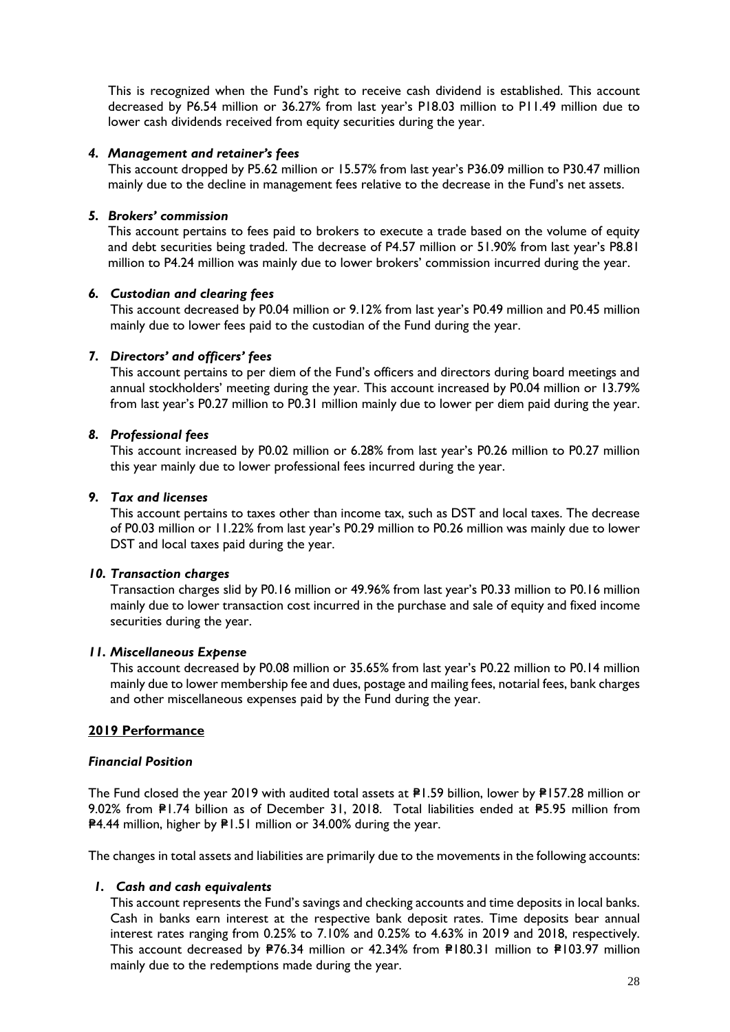This is recognized when the Fund's right to receive cash dividend is established. This account decreased by P6.54 million or 36.27% from last year's P18.03 million to P11.49 million due to lower cash dividends received from equity securities during the year.

### *4. Management and retainer's fees*

This account dropped by P5.62 million or 15.57% from last year's P36.09 million to P30.47 million mainly due to the decline in management fees relative to the decrease in the Fund's net assets.

### *5. Brokers' commission*

This account pertains to fees paid to brokers to execute a trade based on the volume of equity and debt securities being traded. The decrease of P4.57 million or 51.90% from last year's P8.81 million to P4.24 million was mainly due to lower brokers' commission incurred during the year.

### *6. Custodian and clearing fees*

This account decreased by P0.04 million or 9.12% from last year's P0.49 million and P0.45 million mainly due to lower fees paid to the custodian of the Fund during the year.

### *7. Directors' and officers' fees*

This account pertains to per diem of the Fund's officers and directors during board meetings and annual stockholders' meeting during the year. This account increased by P0.04 million or 13.79% from last year's P0.27 million to P0.31 million mainly due to lower per diem paid during the year.

### *8. Professional fees*

This account increased by P0.02 million or 6.28% from last year's P0.26 million to P0.27 million this year mainly due to lower professional fees incurred during the year.

### *9. Tax and licenses*

This account pertains to taxes other than income tax, such as DST and local taxes. The decrease of P0.03 million or 11.22% from last year's P0.29 million to P0.26 million was mainly due to lower DST and local taxes paid during the year.

### *10. Transaction charges*

Transaction charges slid by P0.16 million or 49.96% from last year's P0.33 million to P0.16 million mainly due to lower transaction cost incurred in the purchase and sale of equity and fixed income securities during the year.

### *11. Miscellaneous Expense*

This account decreased by P0.08 million or 35.65% from last year's P0.22 million to P0.14 million mainly due to lower membership fee and dues, postage and mailing fees, notarial fees, bank charges and other miscellaneous expenses paid by the Fund during the year.

## **2019 Performance**

### *Financial Position*

The Fund closed the year 2019 with audited total assets at ₱1.59 billion, lower by ₱157.28 million or 9.02% from ₱1.74 billion as of December 31, 2018. Total liabilities ended at ₱5.95 million from ₱4.44 million, higher by ₱1.51 million or 34.00% during the year.

The changes in total assets and liabilities are primarily due to the movements in the following accounts:

### *1. Cash and cash equivalents*

This account represents the Fund's savings and checking accounts and time deposits in local banks. Cash in banks earn interest at the respective bank deposit rates. Time deposits bear annual interest rates ranging from 0.25% to 7.10% and 0.25% to 4.63% in 2019 and 2018, respectively. This account decreased by ₱76.34 million or 42.34% from ₱180.31 million to ₱103.97 million mainly due to the redemptions made during the year.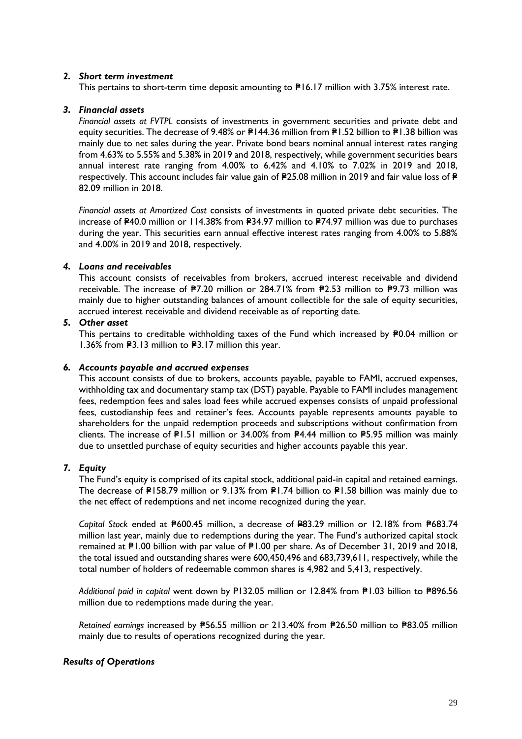### 2. *Short term investment*

This pertains to short-term time deposit amounting to ₱16.17 million with 3.75% interest rate.

### 3. *Financial assets*

*Financial assets at FVTPL* consists of investments in government securities and private debt and equity securities. The decrease of 9.48% or ₱144.36 million from ₱1.52 billion to ₱1.38 billion was mainly due to net sales during the year. Private bond bears nominal annual interest rates ranging from 4.63% to 5.55% and 5.38% in 2019 and 2018, respectively, while government securities bears annual interest rate ranging from 4.00% to 6.42% and 4.10% to 7.02% in 2019 and 2018, respectively. This account includes fair value gain of ₱25.08 million in 2019 and fair value loss of ₱ 82.09 million in 2018.

*Financial assets at Amortized Cost* consists of investments in quoted private debt securities. The increase of ₱40.0 million or 114.38% from ₱34.97 million to ₱74.97 million was due to purchases during the year. This securities earn annual effective interest rates ranging from 4.00% to 5.88% and 4.00% in 2019 and 2018, respectively.

### 4. *Loans and receivables*

This account consists of receivables from brokers, accrued interest receivable and dividend receivable. The increase of ₱7.20 million or 284.71% from ₱2.53 million to ₱9.73 million was mainly due to higher outstanding balances of amount collectible for the sale of equity securities, accrued interest receivable and dividend receivable as of reporting date.

### 5. *Other asset*

This pertains to creditable withholding taxes of the Fund which increased by ₱0.04 million or 1.36% from ₱3.13 million to ₱3.17 million this year.

### 6. *Accounts payable and accrued expenses*

This account consists of due to brokers, accounts payable, payable to FAMI, accrued expenses, withholding tax and documentary stamp tax (DST) payable. Payable to FAMI includes management fees, redemption fees and sales load fees while accrued expenses consists of unpaid professional fees, custodianship fees and retainer's fees. Accounts payable represents amounts payable to shareholders for the unpaid redemption proceeds and subscriptions without confirmation from clients. The increase of ₱1.51 million or 34.00% from ₱4.44 million to ₱5.95 million was mainly due to unsettled purchase of equity securities and higher accounts payable this year.

### 7. *Equity*

The Fund's equity is comprised of its capital stock, additional paid-in capital and retained earnings. The decrease of ₱158.79 million or 9.13% from ₱1.74 billion to ₱1.58 billion was mainly due to the net effect of redemptions and net income recognized during the year.

*Capital Stock* ended at ₱600.45 million, a decrease of ₱83.29 million or 12.18% from ₱683.74 million last year, mainly due to redemptions during the year. The Fund's authorized capital stock remained at ₱1.00 billion with par value of ₱1.00 per share. As of December 31, 2019 and 2018, the total issued and outstanding shares were 600,450,496 and 683,739,611, respectively, while the total number of holders of redeemable common shares is 4,982 and 5,413, respectively.

*Additional paid in capital* went down by ₱132.05 million or 12.84% from ₱1.03 billion to ₱896.56 million due to redemptions made during the year.

*Retained earnings* increased by ₱56.55 million or 213.40% from ₱26.50 million to ₱83.05 million mainly due to results of operations recognized during the year.

### *Results of Operations*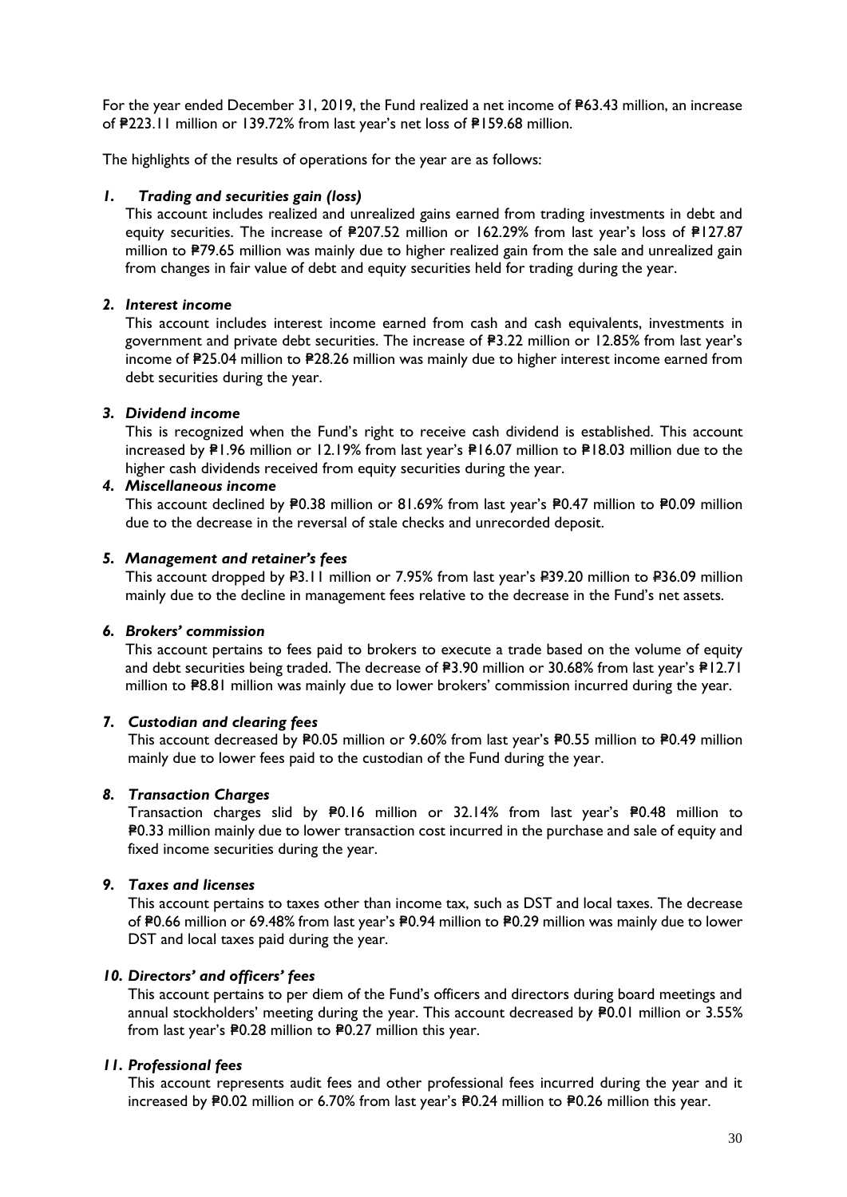For the year ended December 31, 2019, the Fund realized a net income of ₱63.43 million, an increase of ₱223.11 million or 139.72% from last year's net loss of ₱159.68 million.

The highlights of the results of operations for the year are as follows:

1. ***Trading and securities gain (loss)***

   This account includes realized and unrealized gains earned from trading investments in debt and equity securities. The increase of ₱207.52 million or 162.29% from last year's loss of ₱127.87 million to ₱79.65 million was mainly due to higher realized gain from the sale and unrealized gain from changes in fair value of debt and equity securities held for trading during the year.

2. ***Interest income***

   This account includes interest income earned from cash and cash equivalents, investments in government and private debt securities. The increase of ₱3.22 million or 12.85% from last year's income of ₱25.04 million to ₱28.26 million was mainly due to higher interest income earned from debt securities during the year.

3. ***Dividend income***

   This is recognized when the Fund's right to receive cash dividend is established. This account increased by ₱1.96 million or 12.19% from last year's ₱16.07 million to ₱18.03 million due to the higher cash dividends received from equity securities during the year.

4. ***Miscellaneous income***

   This account declined by ₱0.38 million or 81.69% from last year's ₱0.47 million to ₱0.09 million due to the decrease in the reversal of stale checks and unrecorded deposit.

5. ***Management and retainer's fees***

   This account dropped by ₱3.11 million or 7.95% from last year's ₱39.20 million to ₱36.09 million mainly due to the decline in management fees relative to the decrease in the Fund's net assets.

6. ***Brokers' commission***

   This account pertains to fees paid to brokers to execute a trade based on the volume of equity and debt securities being traded. The decrease of ₱3.90 million or 30.68% from last year's ₱12.71 million to ₱8.81 million was mainly due to lower brokers' commission incurred during the year.

7. ***Custodian and clearing fees***

   This account decreased by ₱0.05 million or 9.60% from last year's ₱0.55 million to ₱0.49 million mainly due to lower fees paid to the custodian of the Fund during the year.

8. ***Transaction Charges***

   Transaction charges slid by ₱0.16 million or 32.14% from last year's ₱0.48 million to ₱0.33 million mainly due to lower transaction cost incurred in the purchase and sale of equity and fixed income securities during the year.

9. ***Taxes and licenses***

   This account pertains to taxes other than income tax, such as DST and local taxes. The decrease of ₱0.66 million or 69.48% from last year's ₱0.94 million to ₱0.29 million was mainly due to lower DST and local taxes paid during the year.

10. ***Directors' and officers' fees***

    This account pertains to per diem of the Fund's officers and directors during board meetings and annual stockholders' meeting during the year. This account decreased by ₱0.01 million or 3.55% from last year's ₱0.28 million to ₱0.27 million this year.

11. ***Professional fees***

    This account represents audit fees and other professional fees incurred during the year and it increased by ₱0.02 million or 6.70% from last year's ₱0.24 million to ₱0.26 million this year.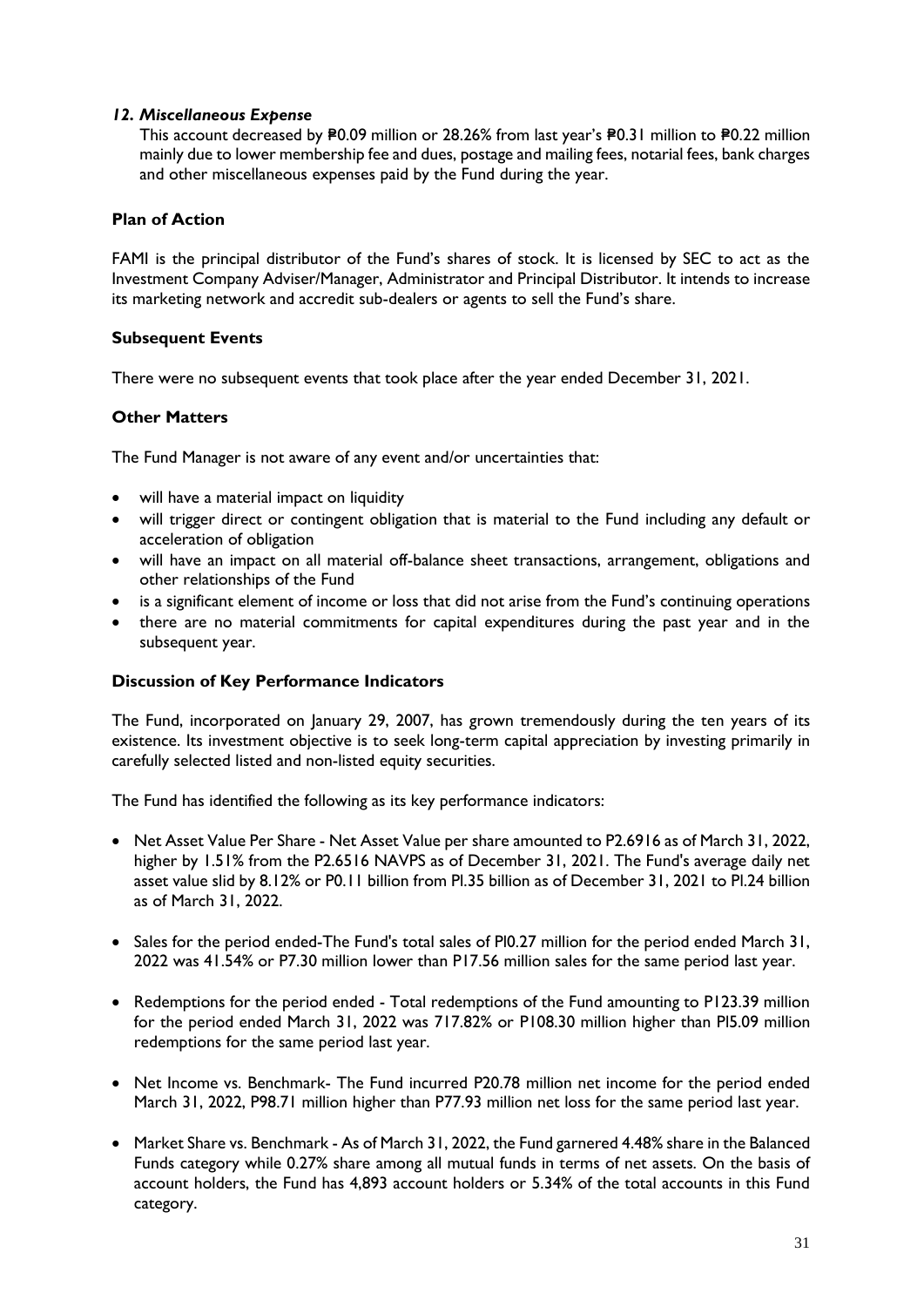### *12. Miscellaneous Expense*

This account decreased by ₱0.09 million or 28.26% from last year's ₱0.31 million to ₱0.22 million mainly due to lower membership fee and dues, postage and mailing fees, notarial fees, bank charges and other miscellaneous expenses paid by the Fund during the year.

## Plan of Action

FAMI is the principal distributor of the Fund's shares of stock. It is licensed by SEC to act as the Investment Company Adviser/Manager, Administrator and Principal Distributor. It intends to increase its marketing network and accredit sub-dealers or agents to sell the Fund's share.

## Subsequent Events

There were no subsequent events that took place after the year ended December 31, 2021.

## Other Matters

The Fund Manager is not aware of any event and/or uncertainties that:

- will have a material impact on liquidity
- will trigger direct or contingent obligation that is material to the Fund including any default or acceleration of obligation
- will have an impact on all material off-balance sheet transactions, arrangement, obligations and other relationships of the Fund
- is a significant element of income or loss that did not arise from the Fund's continuing operations
- there are no material commitments for capital expenditures during the past year and in the subsequent year.

## Discussion of Key Performance Indicators

The Fund, incorporated on January 29, 2007, has grown tremendously during the ten years of its existence. Its investment objective is to seek long-term capital appreciation by investing primarily in carefully selected listed and non-listed equity securities.

The Fund has identified the following as its key performance indicators:

- Net Asset Value Per Share - Net Asset Value per share amounted to P2.6916 as of March 31, 2022, higher by 1.51% from the P2.6516 NAVPS as of December 31, 2021. The Fund's average daily net asset value slid by 8.12% or P0.11 billion from P1.35 billion as of December 31, 2021 to P1.24 billion as of March 31, 2022.

- Sales for the period ended-The Fund's total sales of P10.27 million for the period ended March 31, 2022 was 41.54% or P7.30 million lower than P17.56 million sales for the same period last year.

- Redemptions for the period ended - Total redemptions of the Fund amounting to P123.39 million for the period ended March 31, 2022 was 717.82% or P108.30 million higher than P15.09 million redemptions for the same period last year.

- Net Income vs. Benchmark- The Fund incurred P20.78 million net income for the period ended March 31, 2022, P98.71 million higher than P77.93 million net loss for the same period last year.

- Market Share vs. Benchmark - As of March 31, 2022, the Fund garnered 4.48% share in the Balanced Funds category while 0.27% share among all mutual funds in terms of net assets. On the basis of account holders, the Fund has 4,893 account holders or 5.34% of the total accounts in this Fund category.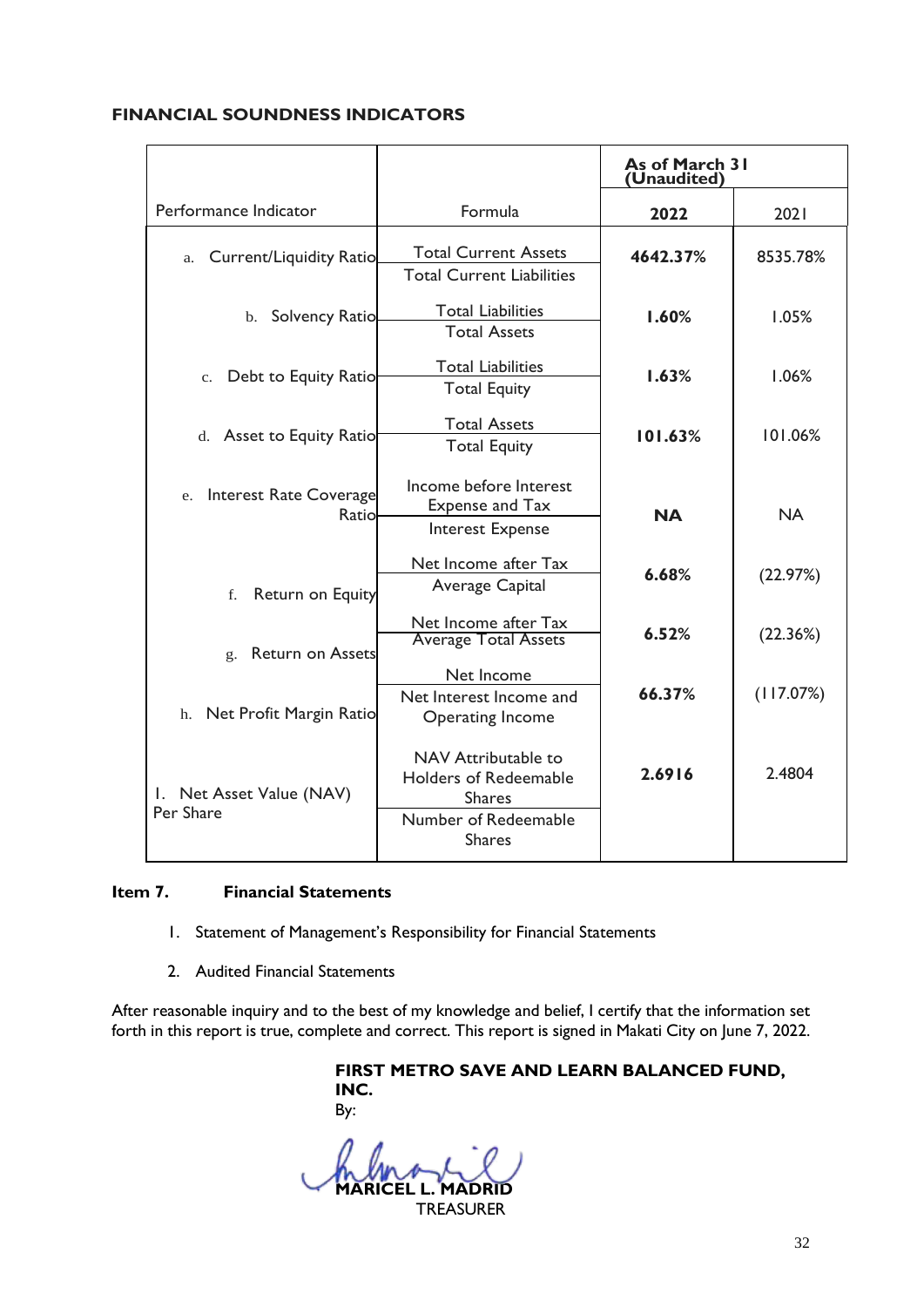## FINANCIAL SOUNDNESS INDICATORS

| Performance Indicator | Formula | As of March 31 (Unaudited) | |
|---|---|---|---|
| | | **2022** | 2021 |
| a. Current/Liquidity Ratio | Total Current Assets / Total Current Liabilities | **4642.37%** | 8535.78% |
| b. Solvency Ratio | Total Liabilities / Total Assets | **1.60%** | 1.05% |
| c. Debt to Equity Ratio | Total Liabilities / Total Equity | **1.63%** | 1.06% |
| d. Asset to Equity Ratio | Total Assets / Total Equity | **101.63%** | 101.06% |
| e. Interest Rate Coverage Ratio | Income before Interest Expense and Tax / Interest Expense | **NA** | NA |
| f. Return on Equity | Net Income after Tax / Average Capital | **6.68%** | (22.97%) |
| g. Return on Assets | Net Income after Tax / Average Total Assets | **6.52%** | (22.36%) |
| h. Net Profit Margin Ratio | Net Income / Net Interest Income and Operating Income | **66.37%** | (117.07%) |
| I. Net Asset Value (NAV) Per Share | NAV Attributable to Holders of Redeemable Shares / Number of Redeemable Shares | **2.6916** | 2.4804 |

**Item 7. Financial Statements**

1. Statement of Management's Responsibility for Financial Statements
2. Audited Financial Statements

After reasonable inquiry and to the best of my knowledge and belief, I certify that the information set forth in this report is true, complete and correct. This report is signed in Makati City on June 7, 2022.

**FIRST METRO SAVE AND LEARN BALANCED FUND, INC.**
By:

**MARICEL L. MADRID**
TREASURER